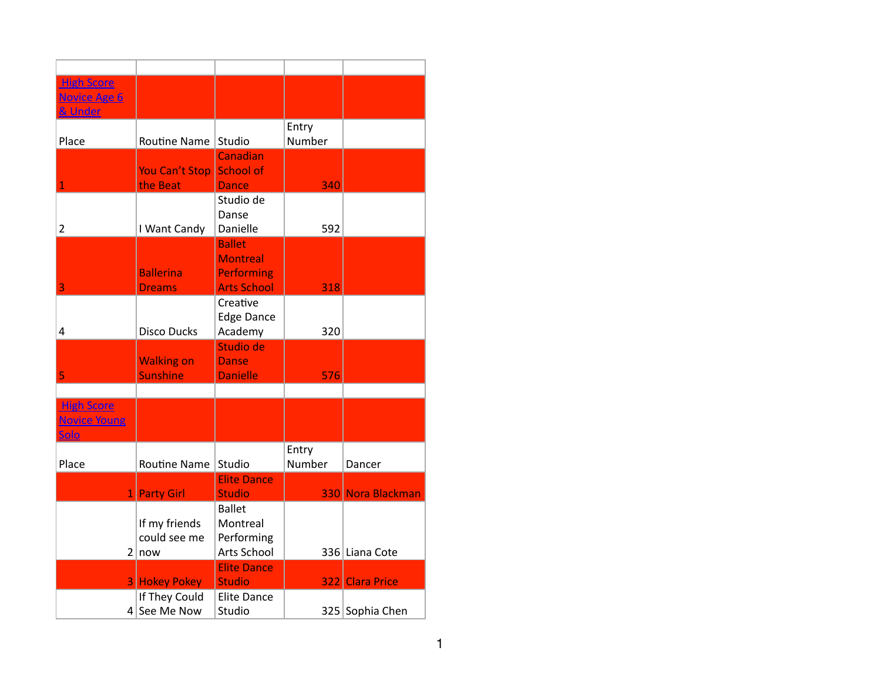| | | | | |
|---|---|---|---|---|
| **High Score Novice Age 6 & Under** | | | | |
| Place | Routine Name | Studio | Entry Number | |
| 1 | You Can't Stop the Beat | Canadian School of Dance | 340 | |
| 2 | I Want Candy | Studio de Danse Danielle | 592 | |
| 3 | Ballerina Dreams | Ballet Montreal Performing Arts School | 318 | |
| 4 | Disco Ducks | Creative Edge Dance Academy | 320 | |
| 5 | Walking on Sunshine | Studio de Danse Danielle | 576 | |
| | | | | |
| **High Score Novice Young Solo** | | | | |
| Place | Routine Name | Studio | Entry Number | Dancer |
| 1 | Party Girl | Elite Dance Studio | 330 | Nora Blackman |
| 2 | If my friends could see me now | Ballet Montreal Performing Arts School | 336 | Liana Cote |
| 3 | Hokey Pokey | Elite Dance Studio | 322 | Clara Price |
| 4 | If They Could See Me Now | Elite Dance Studio | 325 | Sophia Chen |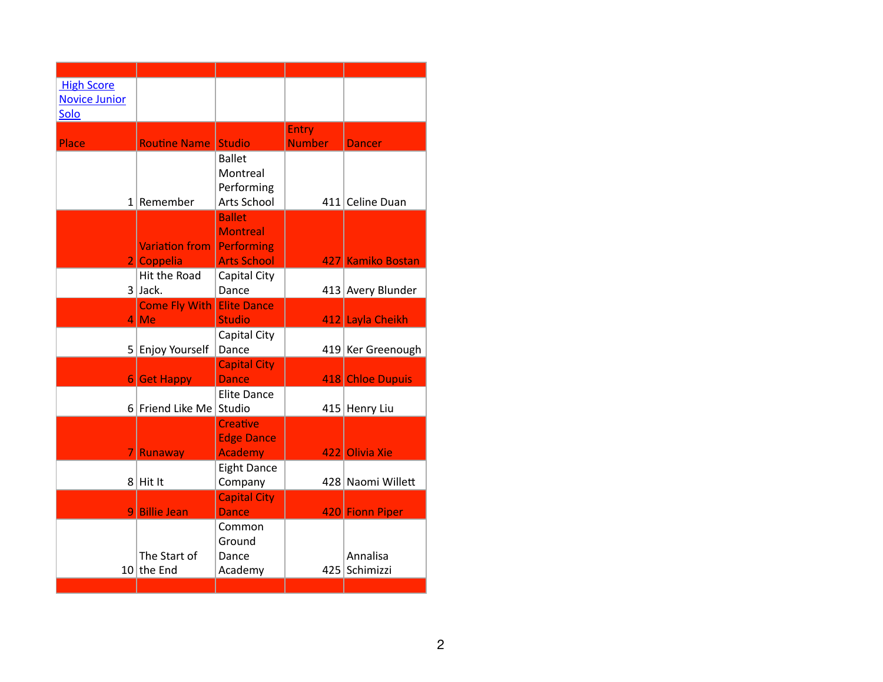[High Score Novice Junior Solo]

| Place | Routine Name | Studio | Entry Number | Dancer |
|---|---|---|---|---|
| 1 | Remember | Ballet Montreal Performing Arts School | 411 | Celine Duan |
| 2 | Variation from Coppelia | Ballet Montreal Performing Arts School | 427 | Kamiko Bostan |
| 3 | Hit the Road Jack. | Capital City Dance | 413 | Avery Blunder |
| 4 | Come Fly With Me | Elite Dance Studio | 412 | Layla Cheikh |
| 5 | Enjoy Yourself | Capital City Dance | 419 | Ker Greenough |
| 6 | Get Happy | Capital City Dance | 418 | Chloe Dupuis |
| 6 | Friend Like Me | Elite Dance Studio | 415 | Henry Liu |
| 7 | Runaway | Creative Edge Dance Academy | 422 | Olivia Xie |
| 8 | Hit It | Eight Dance Company | 428 | Naomi Willett |
| 9 | Billie Jean | Capital City Dance | 420 | Fionn Piper |
| 10 | The Start of the End | Common Ground Dance Academy | 425 | Annalisa Schimizzi |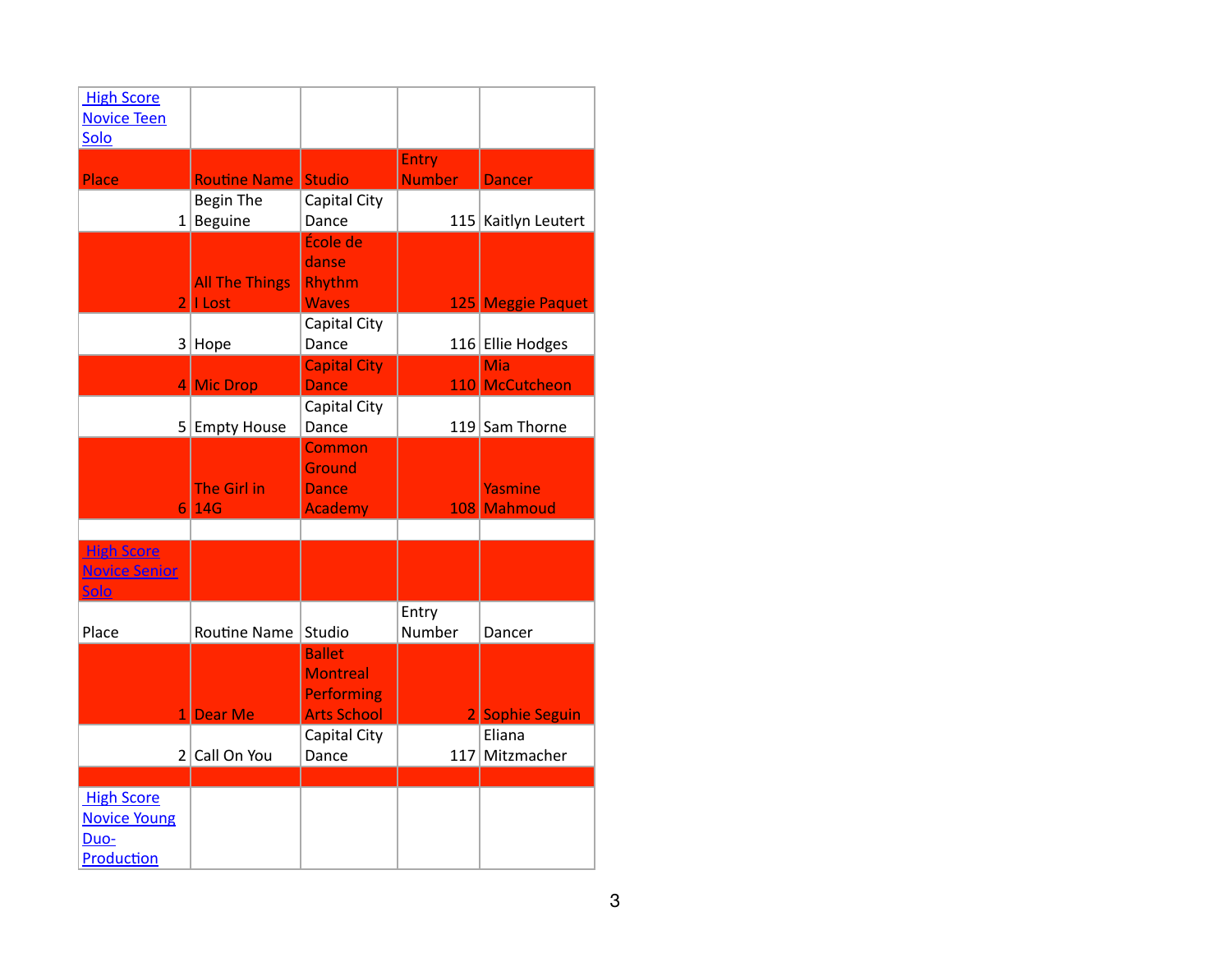| [High Score Novice Teen Solo] | | | | |
|---|---|---|---|---|
| Place | Routine Name | Studio | Entry Number | Dancer |
| 1 | Begin The Beguine | Capital City Dance | 115 | Kaitlyn Leutert |
| 2 | All The Things I Lost | École de danse Rhythm Waves | 125 | Meggie Paquet |
| 3 | Hope | Capital City Dance | 116 | Ellie Hodges |
| 4 | Mic Drop | Capital City Dance | 110 | Mia McCutcheon |
| 5 | Empty House | Capital City Dance | 119 | Sam Thorne |
| 6 | The Girl in 14G | Common Ground Dance Academy | 108 | Yasmine Mahmoud |

| [High Score Novice Senior Solo] | | | | |
|---|---|---|---|---|
| Place | Routine Name | Studio | Entry Number | Dancer |
| 1 | Dear Me | Ballet Montreal Performing Arts School | 2 | Sophie Seguin |
| 2 | Call On You | Capital City Dance | 117 | Eliana Mitzmacher |

| [High Score Novice Young Duo-Production] | | | | |
|---|---|---|---|---|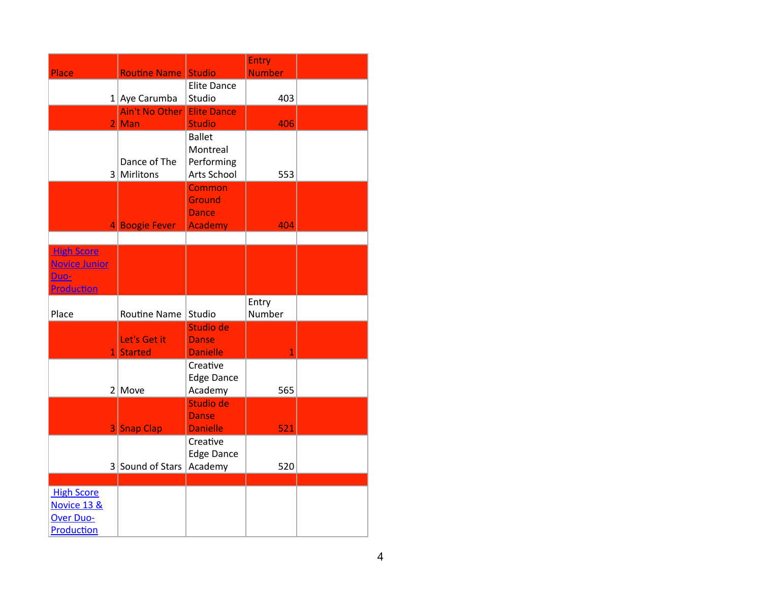| Place | Routine Name | Studio | Entry Number | |
|---|---|---|---|---|
| 1 | Aye Carumba | Elite Dance Studio | 403 | |
| 2 | Ain't No Other Man | Elite Dance Studio | 406 | |
| 3 | Dance of The Mirlitons | Ballet Montreal Performing Arts School | 553 | |
| 4 | Boogie Fever | Common Ground Dance Academy | 404 | |
| | | | | |
| High Score Novice Junior Duo-Production | | | | |
| Place | Routine Name | Studio | Entry Number | |
| 1 | Let's Get it Started | Studio de Danse Danielle | 1 | |
| 2 | Move | Creative Edge Dance Academy | 565 | |
| 3 | Snap Clap | Studio de Danse Danielle | 521 | |
| 3 | Sound of Stars | Creative Edge Dance Academy | 520 | |
| | | | | |
| High Score Novice 13 & Over Duo-Production | | | | |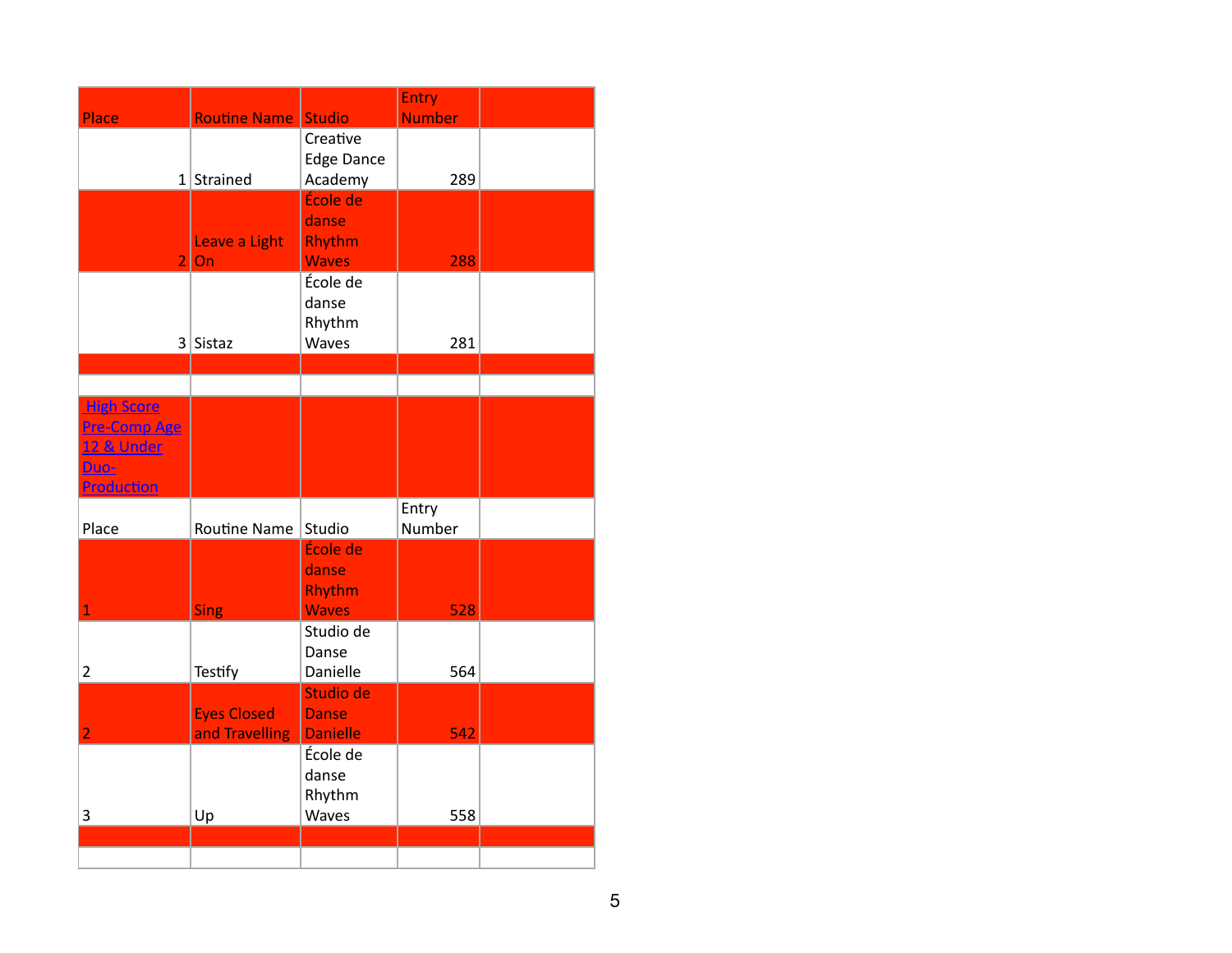| Place | Routine Name | Studio | Entry Number | |
|---|---|---|---|---|
| 1 | Strained | Creative Edge Dance Academy | 289 | |
| 2 | Leave a Light On | École de danse Rhythm Waves | 288 | |
| 3 | Sistaz | École de danse Rhythm Waves | 281 | |
| | | | | |
| | | | | |
| High Score Pre-Comp Age 12 & Under Duo-Production | | | | |
| Place | Routine Name | Studio | Entry Number | |
| 1 | Sing | École de danse Rhythm Waves | 528 | |
| 2 | Testify | Studio de Danse Danielle | 564 | |
| 2 | Eyes Closed and Travelling | Studio de Danse Danielle | 542 | |
| 3 | Up | École de danse Rhythm Waves | 558 | |
| | | | | |
| | | | | |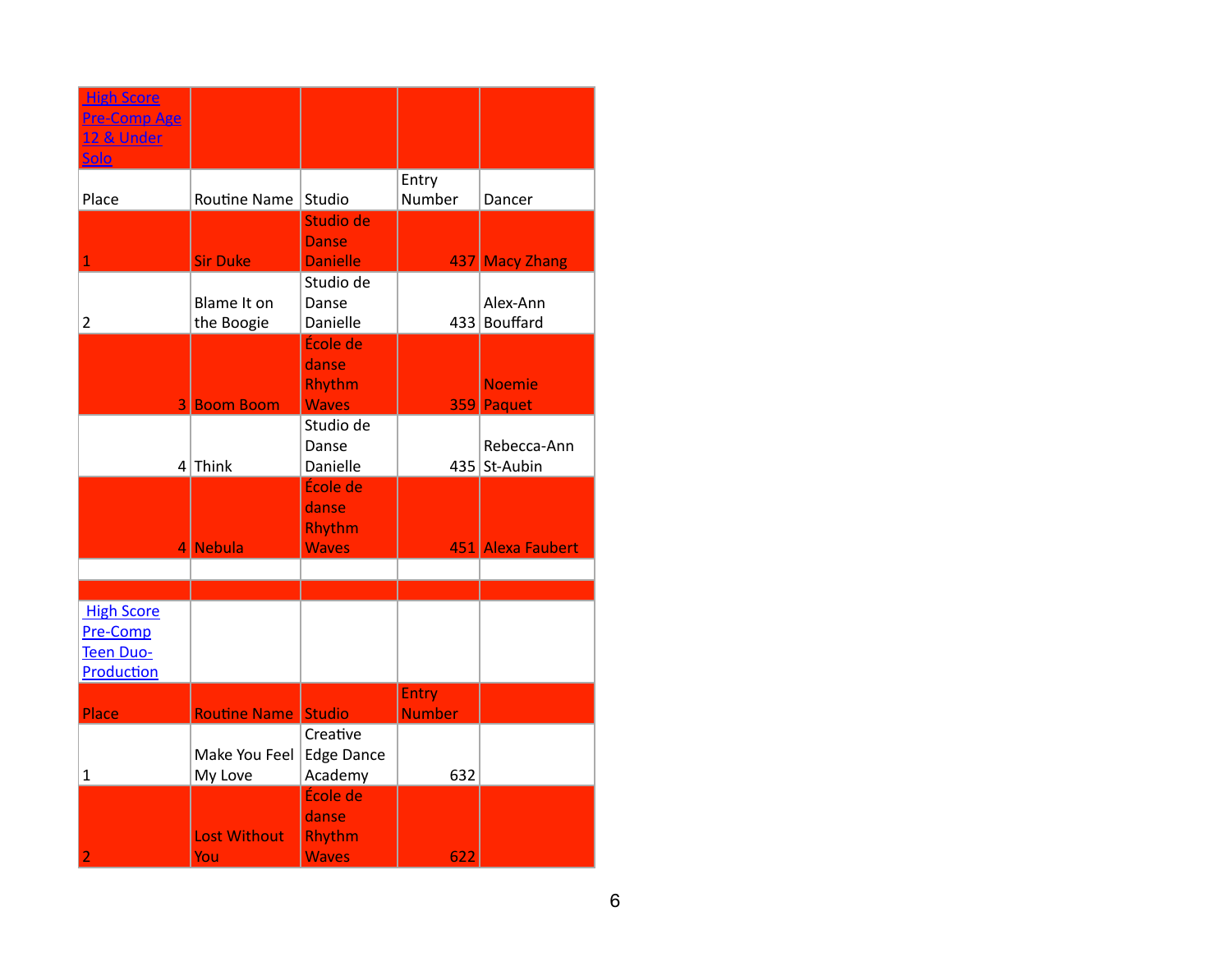| High Score Pre-Comp Age 12 & Under Solo | | | | |
|---|---|---|---|---|
| Place | Routine Name | Studio | Entry Number | Dancer |
| 1 | Sir Duke | Studio de Danse Danielle | 437 | Macy Zhang |
| 2 | Blame It on the Boogie | Studio de Danse Danielle | 433 | Alex-Ann Bouffard |
| 3 | Boom Boom | École de danse Rhythm Waves | 359 | Noemie Paquet |
| 4 | Think | Studio de Danse Danielle | 435 | Rebecca-Ann St-Aubin |
| 4 | Nebula | École de danse Rhythm Waves | 451 | Alexa Faubert |

| High Score Pre-Comp Teen Duo-Production | | | | |
|---|---|---|---|---|
| Place | Routine Name | Studio | Entry Number | |
| 1 | Make You Feel My Love | Creative Edge Dance Academy | 632 | |
| 2 | Lost Without You | École de danse Rhythm Waves | 622 | |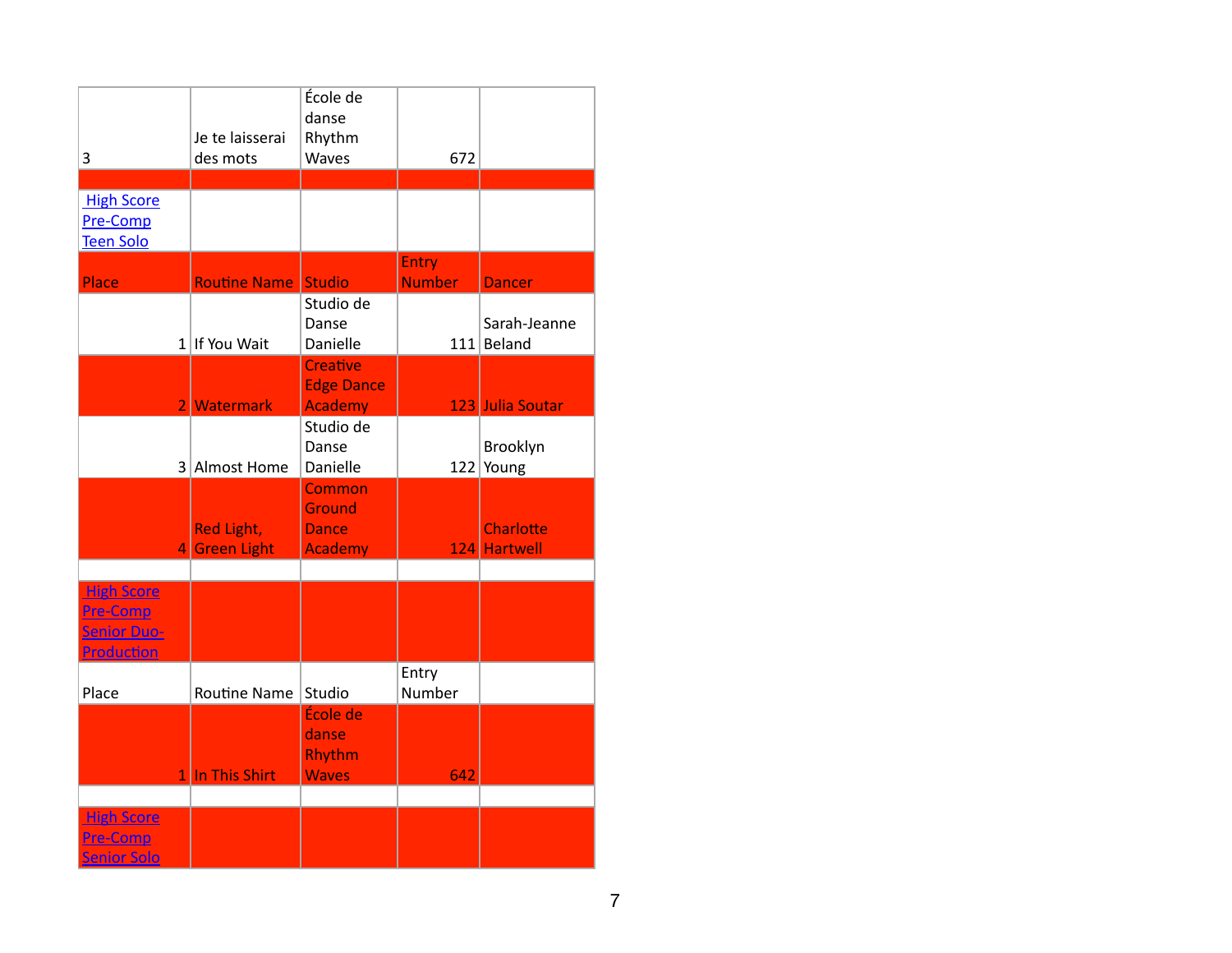| 3 | Je te laisserai des mots | École de danse Rhythm Waves | 672 | |
|---|---|---|---|---|

High Score Pre-Comp Teen Solo

| Place | Routine Name | Studio | Entry Number | Dancer |
|---|---|---|---|---|
| 1 | If You Wait | Studio de Danse Danielle | 111 | Sarah-Jeanne Beland |
| 2 | Watermark | Creative Edge Dance Academy | 123 | Julia Soutar |
| 3 | Almost Home | Studio de Danse Danielle | 122 | Brooklyn Young |
| 4 | Red Light, Green Light | Common Ground Dance Academy | 124 | Charlotte Hartwell |

High Score Pre-Comp Senior Duo-Production

| Place | Routine Name | Studio | Entry Number | |
|---|---|---|---|---|
| 1 | In This Shirt | École de danse Rhythm Waves | 642 | |

High Score Pre-Comp Senior Solo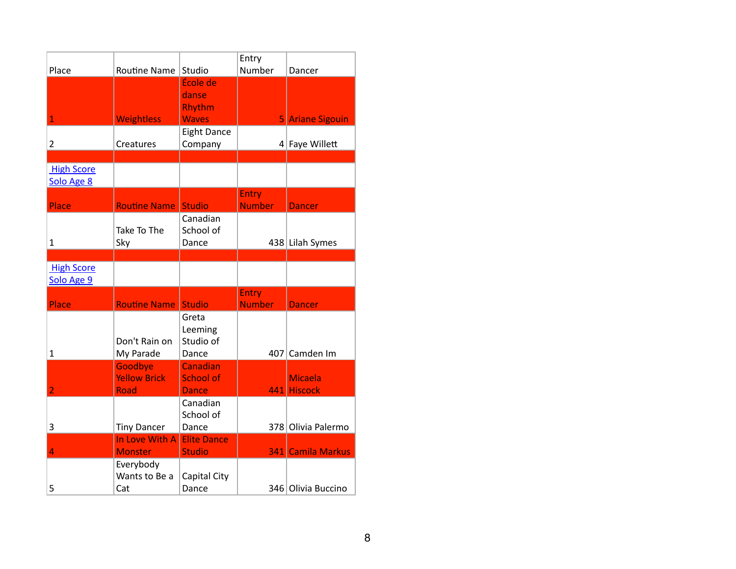| Place | Routine Name | Studio | Entry Number | Dancer |
|---|---|---|---|---|
| 1 | Weightless | École de danse Rhythm Waves | 5 | Ariane Sigouin |
| 2 | Creatures | Eight Dance Company | 4 | Faye Willett |

## High Score Solo Age 8

| Place | Routine Name | Studio | Entry Number | Dancer |
|---|---|---|---|---|
| 1 | Take To The Sky | Canadian School of Dance | 438 | Lilah Symes |

## High Score Solo Age 9

| Place | Routine Name | Studio | Entry Number | Dancer |
|---|---|---|---|---|
| 1 | Don't Rain on My Parade | Greta Leeming Studio of Dance | 407 | Camden Im |
| 2 | Goodbye Yellow Brick Road | Canadian School of Dance | 441 | Micaela Hiscock |
| 3 | Tiny Dancer | Canadian School of Dance | 378 | Olivia Palermo |
| 4 | In Love With A Monster | Elite Dance Studio | 341 | Camila Markus |
| 5 | Everybody Wants to Be a Cat | Capital City Dance | 346 | Olivia Buccino |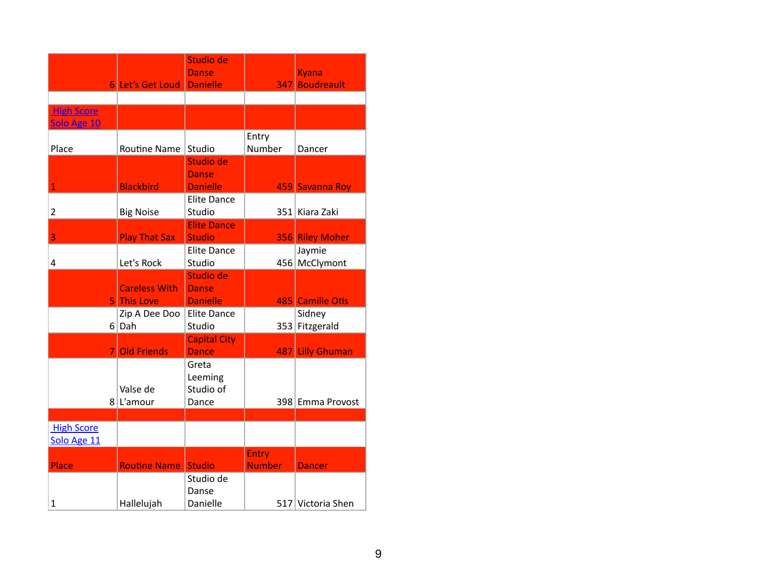| | | | | |
|---|---|---|---|---|
| 6 | Let's Get Loud | Studio de Danse Danielle | 347 | Kyana Boudreault |

**High Score Solo Age 10**

| Place | Routine Name | Studio | Entry Number | Dancer |
|---|---|---|---|---|
| 1 | Blackbird | Studio de Danse Danielle | 459 | Savanna Roy |
| 2 | Big Noise | Elite Dance Studio | 351 | Kiara Zaki |
| 3 | Play That Sax | Elite Dance Studio | 356 | Riley Moher |
| 4 | Let's Rock | Elite Dance Studio | 456 | Jaymie McClymont |
| 5 | Careless With This Love | Studio de Danse Danielle | 485 | Camille Otis |
| 6 | Zip A Dee Doo Dah | Elite Dance Studio | 353 | Sidney Fitzgerald |
| 7 | Old Friends | Capital City Dance | 487 | Lilly Ghuman |
| 8 | Valse de L'amour | Greta Leeming Studio of Dance | 398 | Emma Provost |

**High Score Solo Age 11**

| Place | Routine Name | Studio | Entry Number | Dancer |
|---|---|---|---|---|
| 1 | Hallelujah | Studio de Danse Danielle | 517 | Victoria Shen |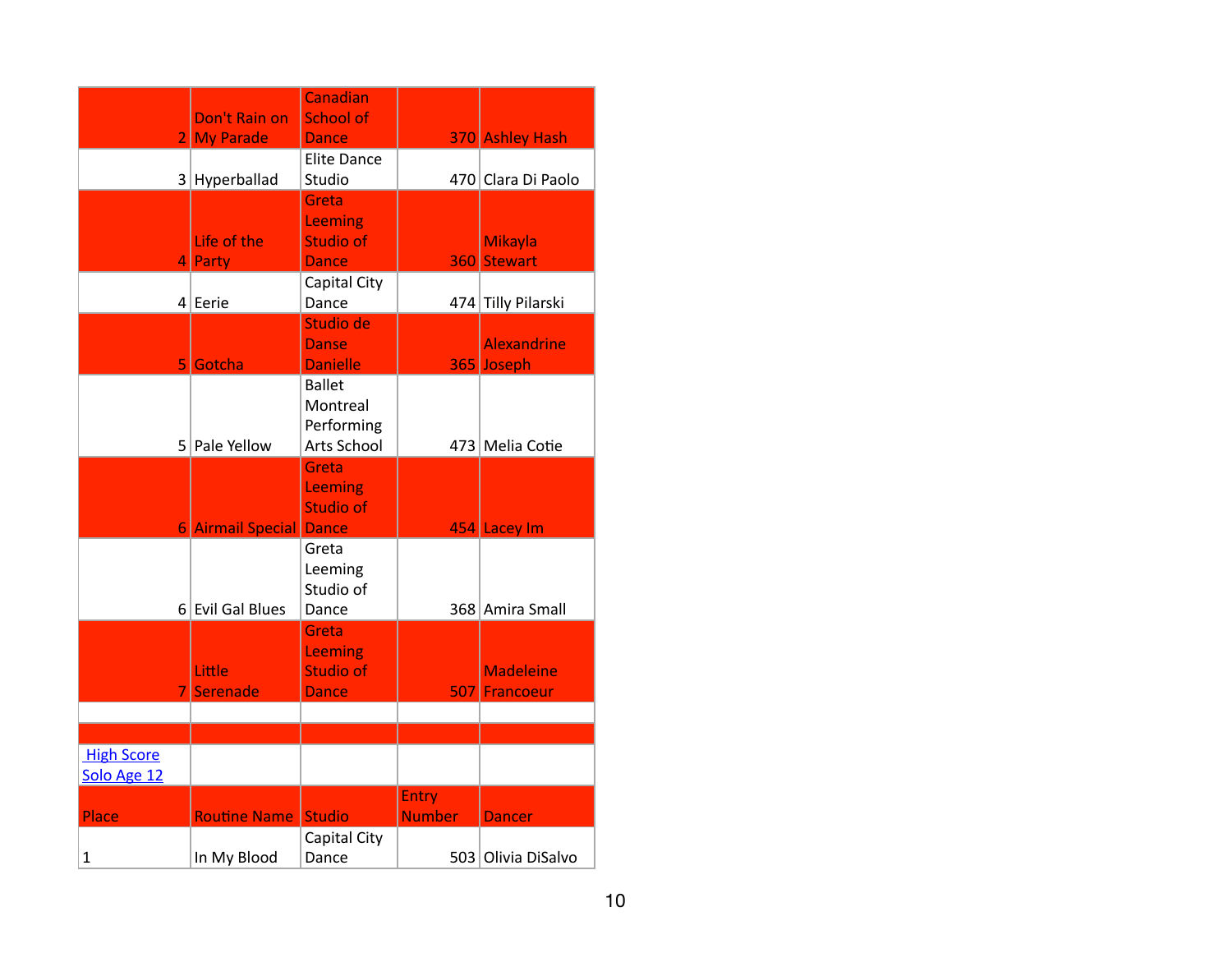| 2 | Don't Rain on My Parade | Canadian School of Dance | 370 | Ashley Hash |
|---|---|---|---|---|
| 3 | Hyperballad | Elite Dance Studio | 470 | Clara Di Paolo |
| 4 | Life of the Party | Greta Leeming Studio of Dance | 360 | Mikayla Stewart |
| 4 | Eerie | Capital City Dance | 474 | Tilly Pilarski |
| 5 | Gotcha | Studio de Danse Danielle | 365 | Alexandrine Joseph |
| 5 | Pale Yellow | Ballet Montreal Performing Arts School | 473 | Melia Cotie |
| 6 | Airmail Special | Greta Leeming Studio of Dance | 454 | Lacey Im |
| 6 | Evil Gal Blues | Greta Leeming Studio of Dance | 368 | Amira Small |
| 7 | Little Serenade | Greta Leeming Studio of Dance | 507 | Madeleine Francoeur |
| | | | | |
| | | | | |

| High Score Solo Age 12 | | | | |
|---|---|---|---|---|
| Place | Routine Name | Studio | Entry Number | Dancer |
| 1 | In My Blood | Capital City Dance | 503 | Olivia DiSalvo |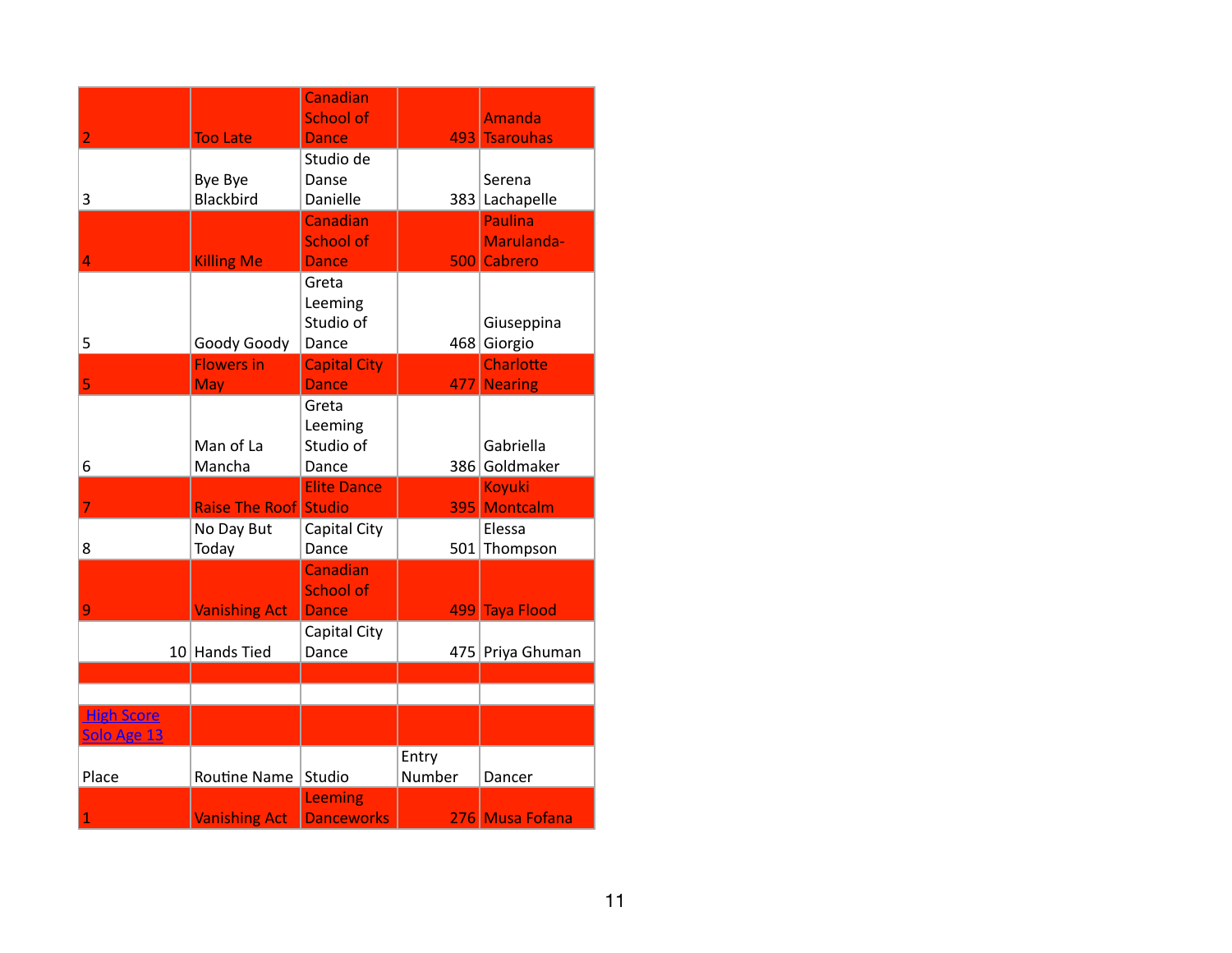| | | | | |
|---|---|---|---|---|
| 2 | Too Late | Canadian School of Dance | 493 | Amanda Tsarouhas |
| 3 | Bye Bye Blackbird | Studio de Danse Danielle | 383 | Serena Lachapelle |
| 4 | Killing Me | Canadian School of Dance | 500 | Paulina Marulanda-Cabrero |
| 5 | Goody Goody | Greta Leeming Studio of Dance | 468 | Giuseppina Giorgio |
| 5 | Flowers in May | Capital City Dance | 477 | Charlotte Nearing |
| 6 | Man of La Mancha | Greta Leeming Studio of Dance | 386 | Gabriella Goldmaker |
| 7 | Raise The Roof | Elite Dance Studio | 395 | Koyuki Montcalm |
| 8 | No Day But Today | Capital City Dance | 501 | Elessa Thompson |
| 9 | Vanishing Act | Canadian School of Dance | 499 | Taya Flood |
| 10 | Hands Tied | Capital City Dance | 475 | Priya Ghuman |

**High Score Solo Age 13**

| Place | Routine Name | Studio | Entry Number | Dancer |
|---|---|---|---|---|
| 1 | Vanishing Act | Leeming Danceworks | 276 | Musa Fofana |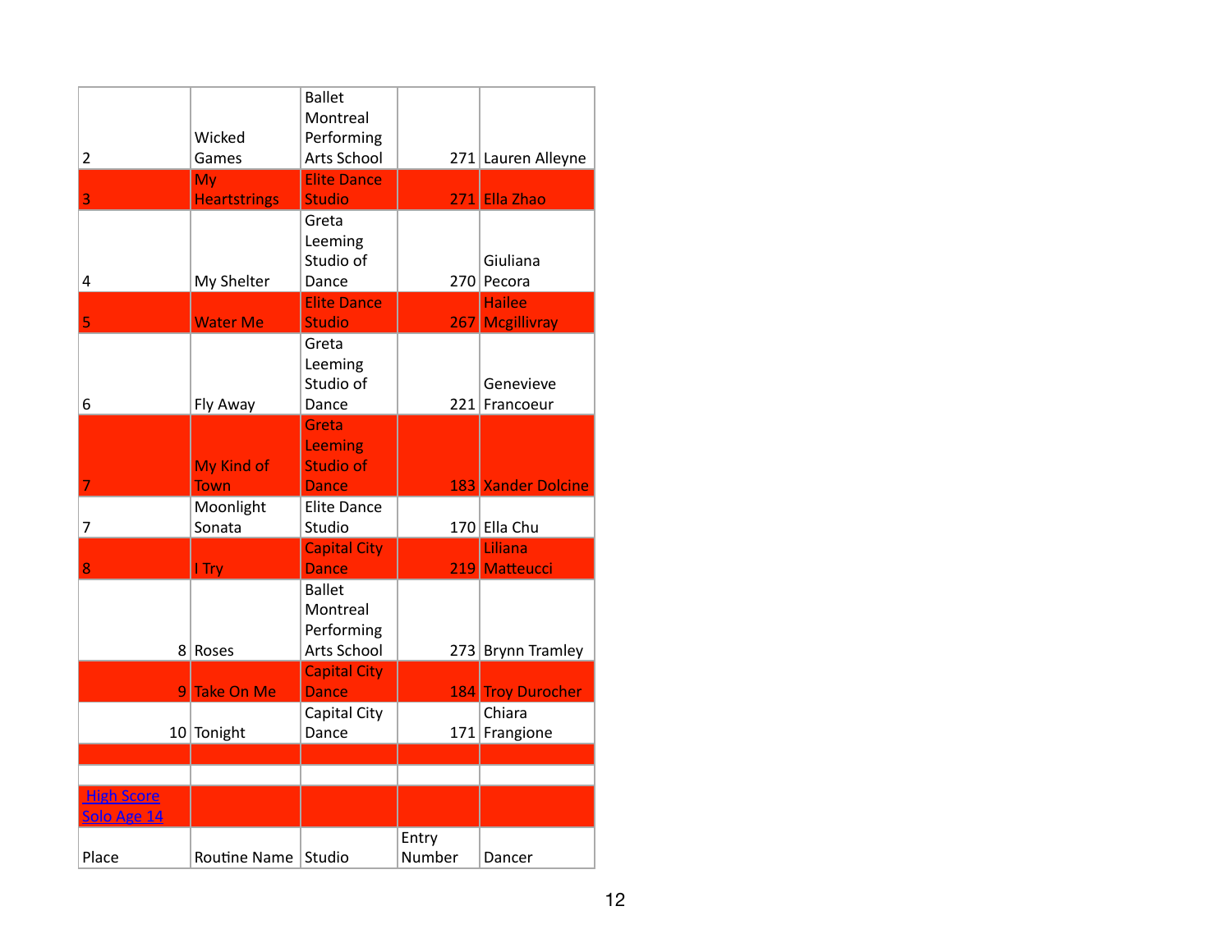| 2 | Wicked Games | Ballet Montreal Performing Arts School | 271 | Lauren Alleyne |
|---|---|---|---|---|
| 3 | My Heartstrings | Elite Dance Studio | 271 | Ella Zhao |
| 4 | My Shelter | Greta Leeming Studio of Dance | 270 | Giuliana Pecora |
| 5 | Water Me | Elite Dance Studio | 267 | Hailee Mcgillivray |
| 6 | Fly Away | Greta Leeming Studio of Dance | 221 | Genevieve Francoeur |
| 7 | My Kind of Town | Greta Leeming Studio of Dance | 183 | Xander Dolcine |
| 7 | Moonlight Sonata | Elite Dance Studio | 170 | Ella Chu |
| 8 | I Try | Capital City Dance | 219 | Liliana Matteucci |
| 8 | Roses | Ballet Montreal Performing Arts School | 273 | Brynn Tramley |
| 9 | Take On Me | Capital City Dance | 184 | Troy Durocher |
| 10 | Tonight | Capital City Dance | 171 | Chiara Frangione |
| | | | | |
| | | | | |
| High Score Solo Age 14 | | | | |
| Place | Routine Name | Studio | Entry Number | Dancer |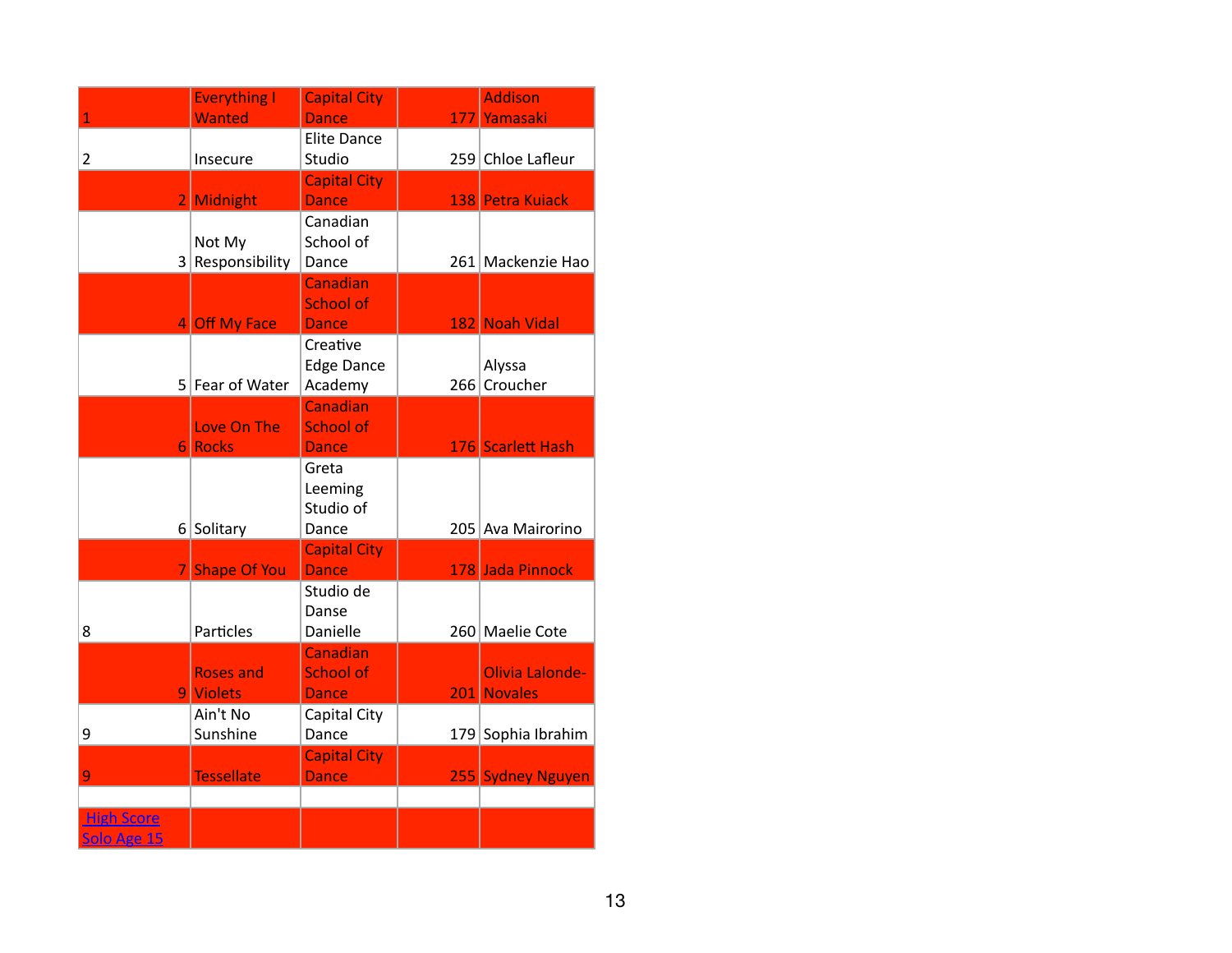| | | | | |
|---|---|---|---|---|
| 1 | Everything I Wanted | Capital City Dance | 177 | Addison Yamasaki |
| 2 | Insecure | Elite Dance Studio | 259 | Chloe Lafleur |
| 2 | Midnight | Capital City Dance | 138 | Petra Kuiack |
| 3 | Not My Responsibility | Canadian School of Dance | 261 | Mackenzie Hao |
| 4 | Off My Face | Canadian School of Dance | 182 | Noah Vidal |
| 5 | Fear of Water | Creative Edge Dance Academy | 266 | Alyssa Croucher |
| 6 | Love On The Rocks | Canadian School of Dance | 176 | Scarlett Hash |
| 6 | Solitary | Greta Leeming Studio of Dance | 205 | Ava Mairorino |
| 7 | Shape Of You | Capital City Dance | 178 | Jada Pinnock |
| 8 | Particles | Studio de Danse Danielle | 260 | Maelie Cote |
| 9 | Roses and Violets | Canadian School of Dance | 201 | Olivia Lalonde-Novales |
| 9 | Ain't No Sunshine | Capital City Dance | 179 | Sophia Ibrahim |
| 9 | Tessellate | Capital City Dance | 255 | Sydney Nguyen |
| | | | | |
| High Score Solo Age 15 | | | | |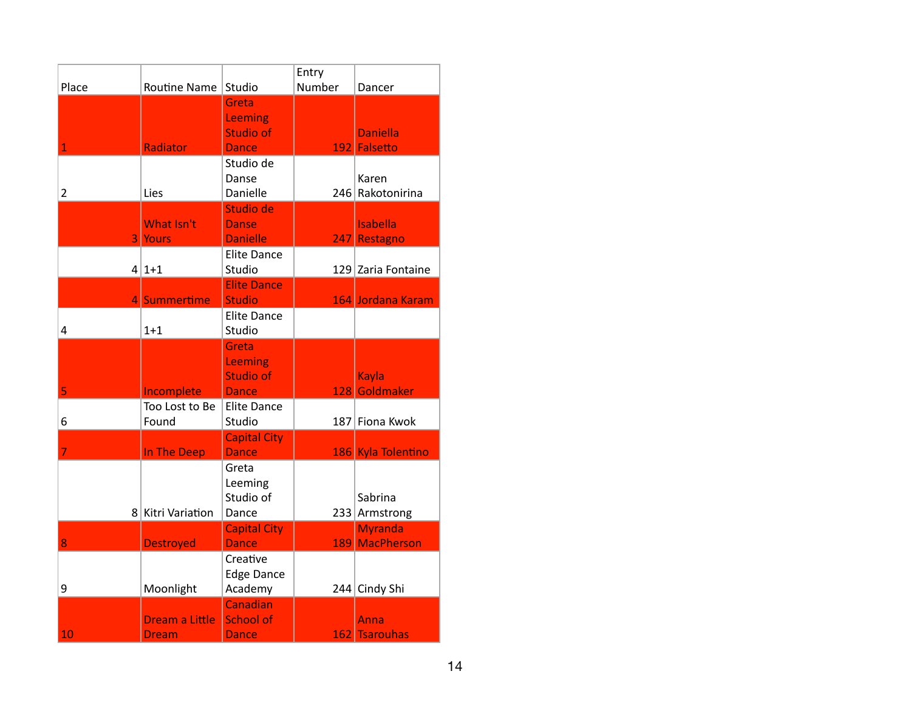| Place | Routine Name | Studio | Entry Number | Dancer |
|---|---|---|---|---|
| 1 | Radiator | Greta Leeming Studio of Dance | 192 | Daniella Falsetto |
| 2 | Lies | Studio de Danse Danielle | 246 | Karen Rakotonirina |
| 3 | What Isn't Yours | Studio de Danse Danielle | 247 | Isabella Restagno |
| 4 | 1+1 | Elite Dance Studio | 129 | Zaria Fontaine |
| 4 | Summertime | Elite Dance Studio | 164 | Jordana Karam |
| 4 | 1+1 | Elite Dance Studio | | |
| 5 | Incomplete | Greta Leeming Studio of Dance | 128 | Kayla Goldmaker |
| 6 | Too Lost to Be Found | Elite Dance Studio | 187 | Fiona Kwok |
| 7 | In The Deep | Capital City Dance | 186 | Kyla Tolentino |
| 8 | Kitri Variation | Greta Leeming Studio of Dance | 233 | Sabrina Armstrong |
| 8 | Destroyed | Capital City Dance | 189 | Myranda MacPherson |
| 9 | Moonlight | Creative Edge Dance Academy | 244 | Cindy Shi |
| 10 | Dream a Little Dream | Canadian School of Dance | 162 | Anna Tsarouhas |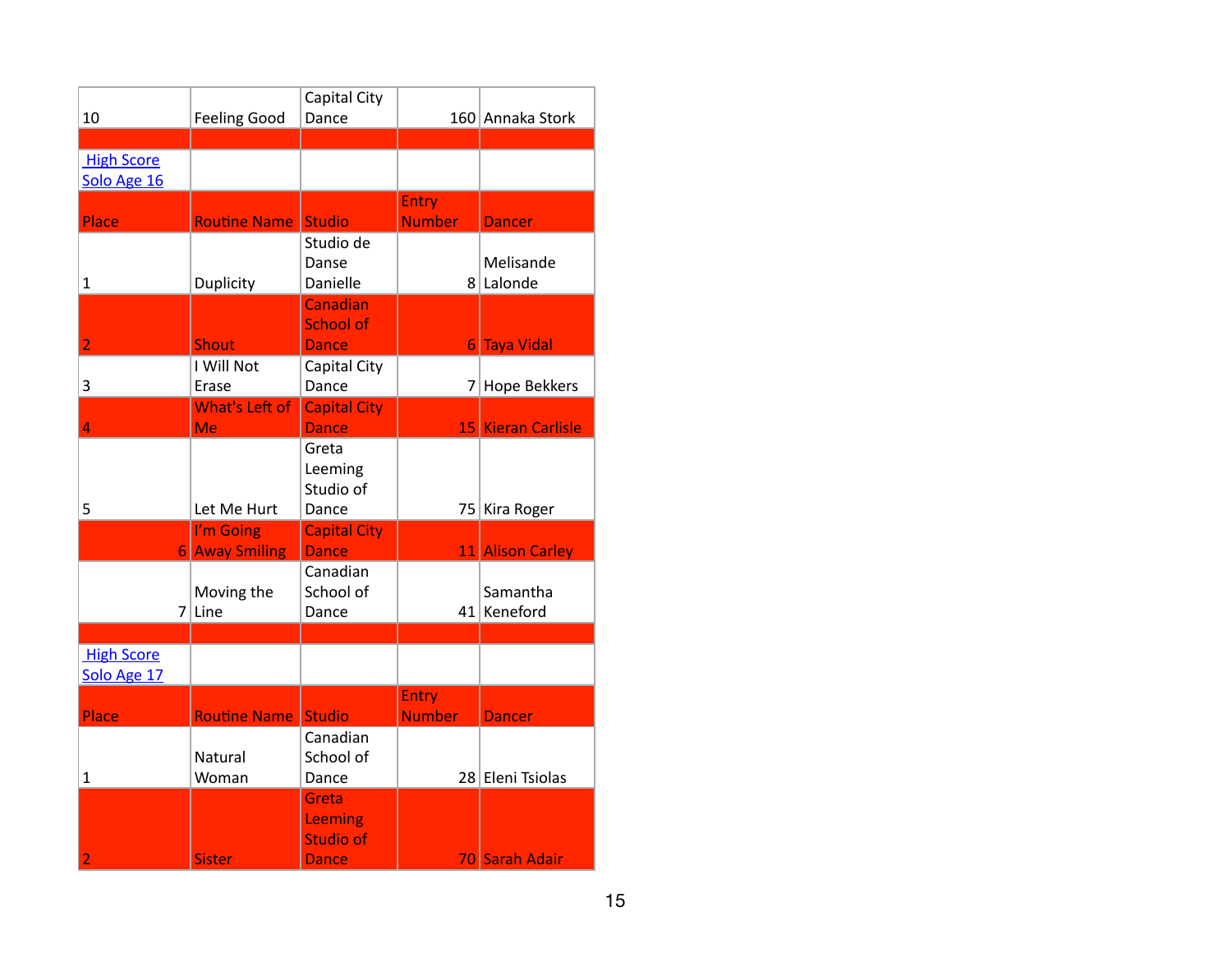| 10 | Feeling Good | Capital City Dance | 160 | Annaka Stork |
|---|---|---|---|---|
| | | | | |

High Score Solo Age 16

| Place | Routine Name | Studio | Entry Number | Dancer |
|---|---|---|---|---|
| 1 | Duplicity | Studio de Danse Danielle | 8 | Melisande Lalonde |
| 2 | Shout | Canadian School of Dance | 6 | Taya Vidal |
| 3 | I Will Not Erase | Capital City Dance | 7 | Hope Bekkers |
| 4 | What's Left of Me | Capital City Dance | 15 | Kieran Carlisle |
| 5 | Let Me Hurt | Greta Leeming Studio of Dance | 75 | Kira Roger |
| 6 | I'm Going Away Smiling | Capital City Dance | 11 | Alison Carley |
| 7 | Moving the Line | Canadian School of Dance | 41 | Samantha Keneford |

High Score Solo Age 17

| Place | Routine Name | Studio | Entry Number | Dancer |
|---|---|---|---|---|
| 1 | Natural Woman | Canadian School of Dance | 28 | Eleni Tsiolas |
| 2 | Sister | Greta Leeming Studio of Dance | 70 | Sarah Adair |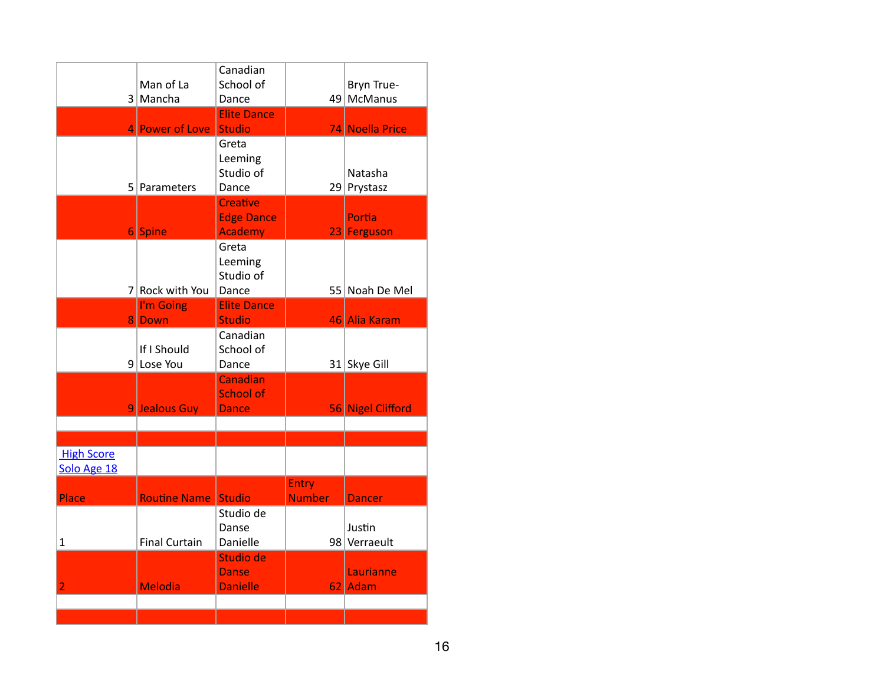| | | | | |
|---|---|---|---|---|
| 3 | Man of La Mancha | Canadian School of Dance | 49 | Bryn True-McManus |
| 4 | Power of Love | Elite Dance Studio | 74 | Noella Price |
| 5 | Parameters | Greta Leeming Studio of Dance | 29 | Natasha Prystasz |
| 6 | Spine | Creative Edge Dance Academy | 23 | Portia Ferguson |
| 7 | Rock with You | Greta Leeming Studio of Dance | 55 | Noah De Mel |
| 8 | I'm Going Down | Elite Dance Studio | 46 | Alia Karam |
| 9 | If I Should Lose You | Canadian School of Dance | 31 | Skye Gill |
| 9 | Jealous Guy | Canadian School of Dance | 56 | Nigel Clifford |
| | | | | |
| | | | | |

High Score Solo Age 18

| Place | Routine Name | Studio | Entry Number | Dancer |
|---|---|---|---|---|
| 1 | Final Curtain | Studio de Danse Danielle | 98 | Justin Verraeult |
| 2 | Melodia | Studio de Danse Danielle | 62 | Laurianne Adam |
| | | | | |
| | | | | |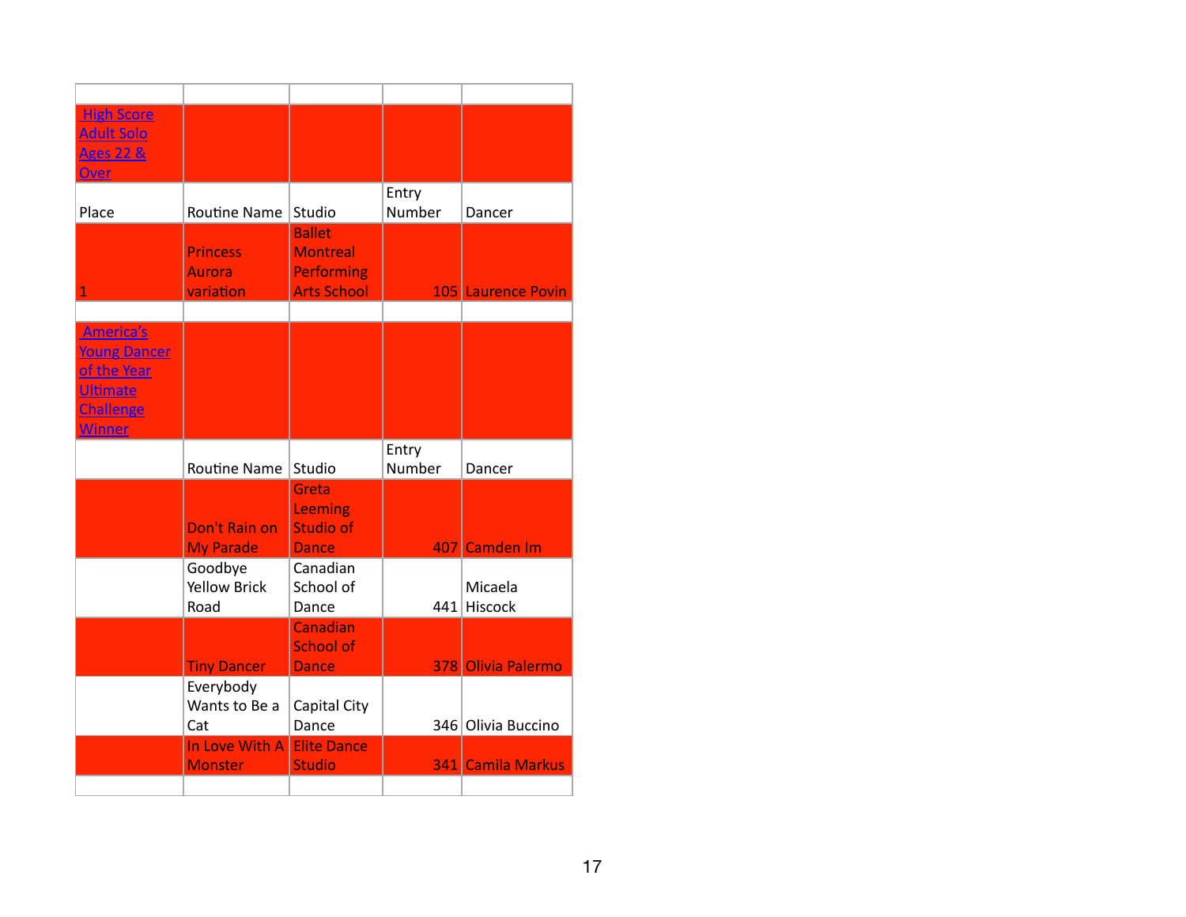| | | | | |
|---|---|---|---|---|
| High Score Adult Solo Ages 22 & Over | | | | |
| Place | Routine Name | Studio | Entry Number | Dancer |
| 1 | Princess Aurora variation | Ballet Montreal Performing Arts School | 105 | Laurence Povin |
| | | | | |
| America's Young Dancer of the Year Ultimate Challenge Winner | | | | |
| | Routine Name | Studio | Entry Number | Dancer |
| | Don't Rain on My Parade | Greta Leeming Studio of Dance | 407 | Camden Im |
| | Goodbye Yellow Brick Road | Canadian School of Dance | 441 | Micaela Hiscock |
| | Tiny Dancer | Canadian School of Dance | 378 | Olivia Palermo |
| | Everybody Wants to Be a Cat | Capital City Dance | 346 | Olivia Buccino |
| | In Love With A Monster | Elite Dance Studio | 341 | Camila Markus |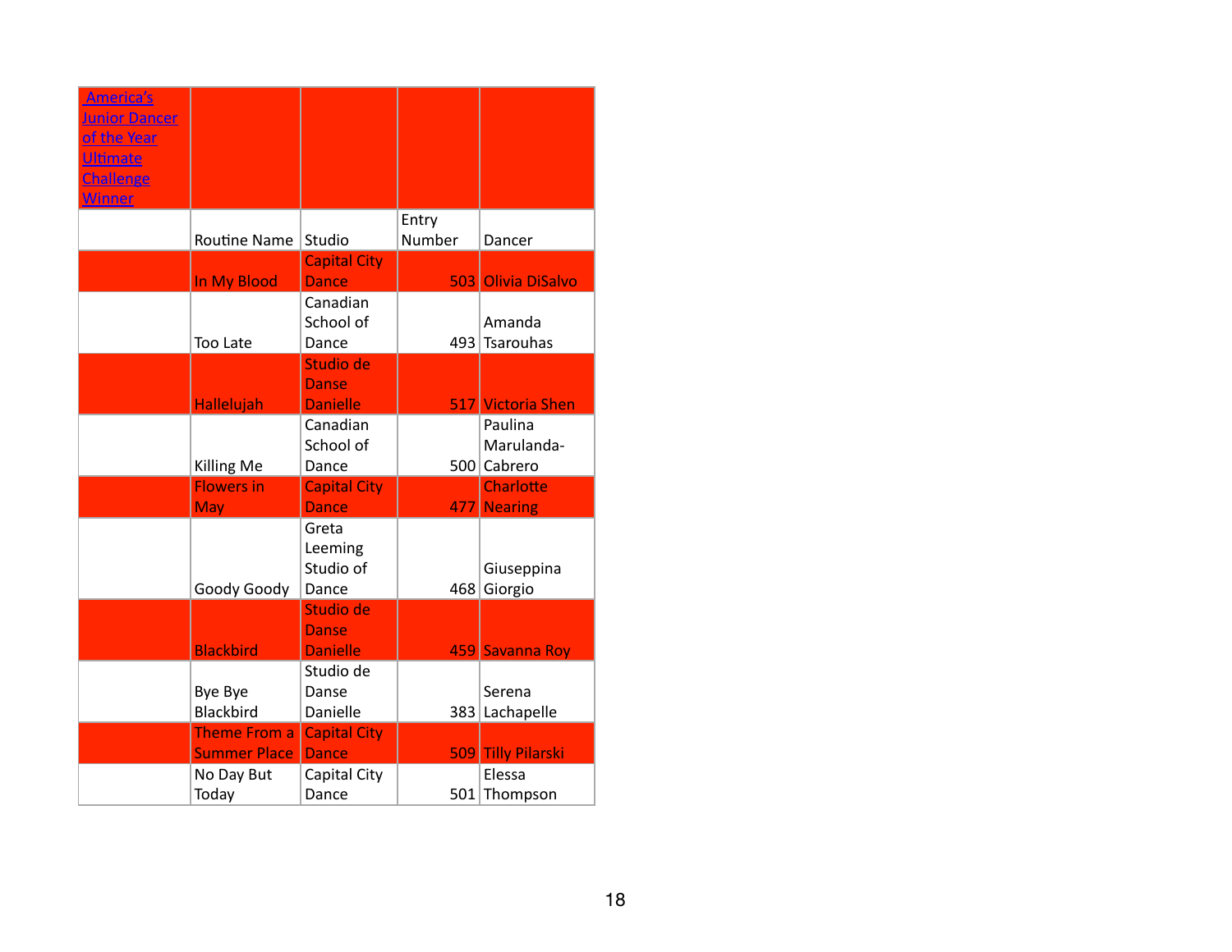| America's Junior Dancer of the Year Ultimate Challenge Winner | | | | |
|---|---|---|---|---|
| | Routine Name | Studio | Entry Number | Dancer |
| | In My Blood | Capital City Dance | 503 | Olivia DiSalvo |
| | Too Late | Canadian School of Dance | 493 | Amanda Tsarouhas |
| | Hallelujah | Studio de Danse Danielle | 517 | Victoria Shen |
| | Killing Me | Canadian School of Dance | 500 | Paulina Marulanda-Cabrero |
| | Flowers in May | Capital City Dance | 477 | Charlotte Nearing |
| | Goody Goody | Greta Leeming Studio of Dance | 468 | Giuseppina Giorgio |
| | Blackbird | Studio de Danse Danielle | 459 | Savanna Roy |
| | Bye Bye Blackbird | Studio de Danse Danielle | 383 | Serena Lachapelle |
| | Theme From a Summer Place | Capital City Dance | 509 | Tilly Pilarski |
| | No Day But Today | Capital City Dance | 501 | Elessa Thompson |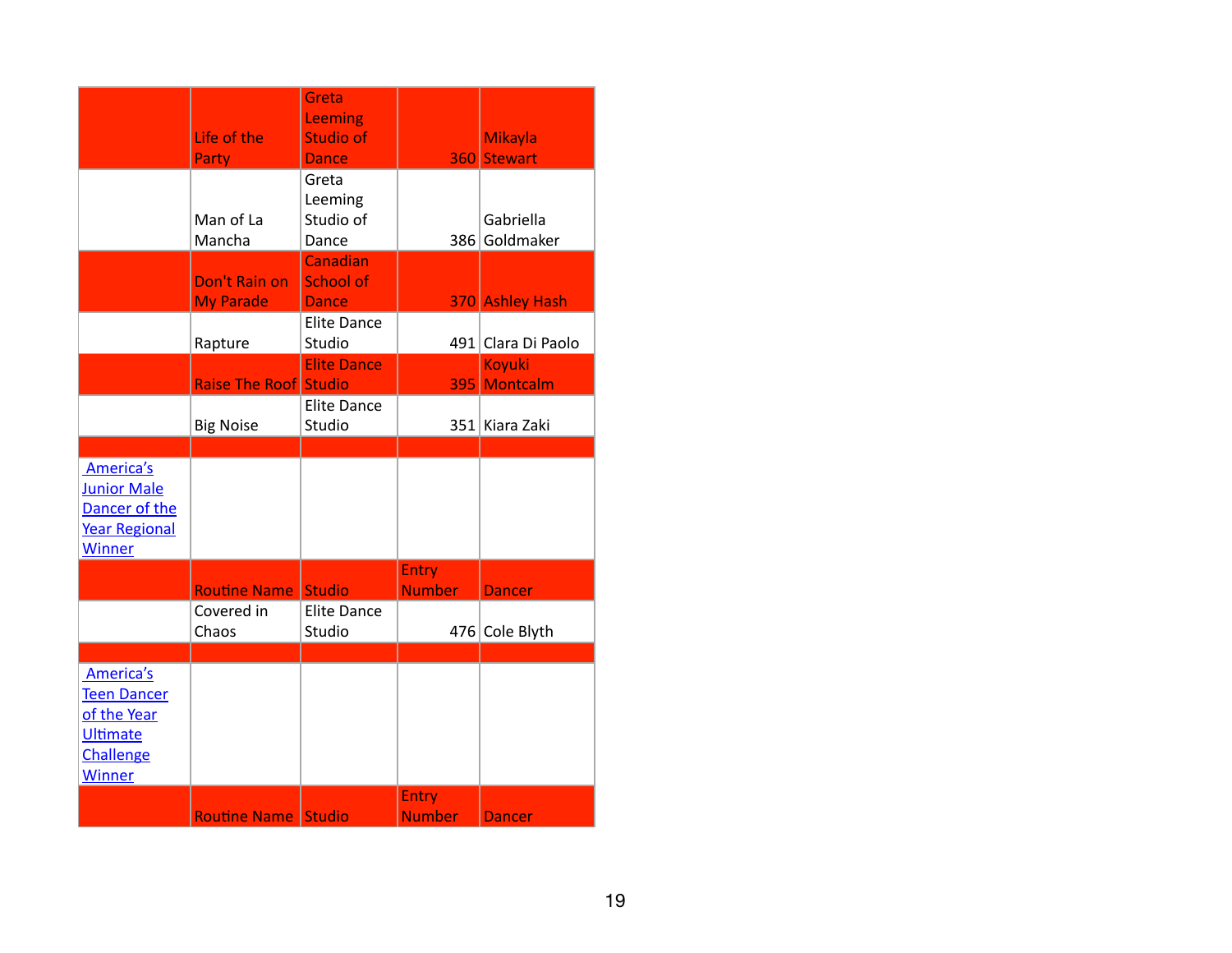| | | | | |
|---|---|---|---|---|
| | Life of the Party | Greta Leeming Studio of Dance | 360 | Mikayla Stewart |
| | Man of La Mancha | Greta Leeming Studio of Dance | 386 | Gabriella Goldmaker |
| | Don't Rain on My Parade | Canadian School of Dance | 370 | Ashley Hash |
| | Rapture | Elite Dance Studio | 491 | Clara Di Paolo |
| | Raise The Roof | Elite Dance Studio | 395 | Koyuki Montcalm |
| | Big Noise | Elite Dance Studio | 351 | Kiara Zaki |
| | | | | |
| America's Junior Male Dancer of the Year Regional Winner | | | | |
| | Routine Name | Studio | Entry Number | Dancer |
| | Covered in Chaos | Elite Dance Studio | 476 | Cole Blyth |
| | | | | |
| America's Teen Dancer of the Year Ultimate Challenge Winner | | | | |
| | Routine Name | Studio | Entry Number | Dancer |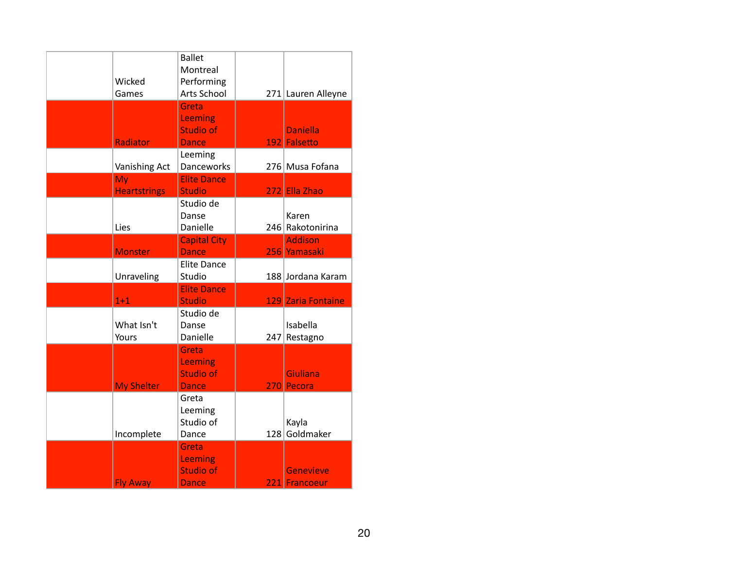| | | | | |
|---|---|---|---|---|
| | Wicked Games | Ballet Montreal Performing Arts School | 271 | Lauren Alleyne |
| | Radiator | Greta Leeming Studio of Dance | 192 | Daniella Falsetto |
| | Vanishing Act | Leeming Danceworks | 276 | Musa Fofana |
| | My Heartstrings | Elite Dance Studio | 272 | Ella Zhao |
| | Lies | Studio de Danse Danielle | 246 | Karen Rakotonirina |
| | Monster | Capital City Dance | 256 | Addison Yamasaki |
| | Unraveling | Elite Dance Studio | 188 | Jordana Karam |
| | 1+1 | Elite Dance Studio | 129 | Zaria Fontaine |
| | What Isn't Yours | Studio de Danse Danielle | 247 | Isabella Restagno |
| | My Shelter | Greta Leeming Studio of Dance | 270 | Giuliana Pecora |
| | Incomplete | Greta Leeming Studio of Dance | 128 | Kayla Goldmaker |
| | Fly Away | Greta Leeming Studio of Dance | 221 | Genevieve Francoeur |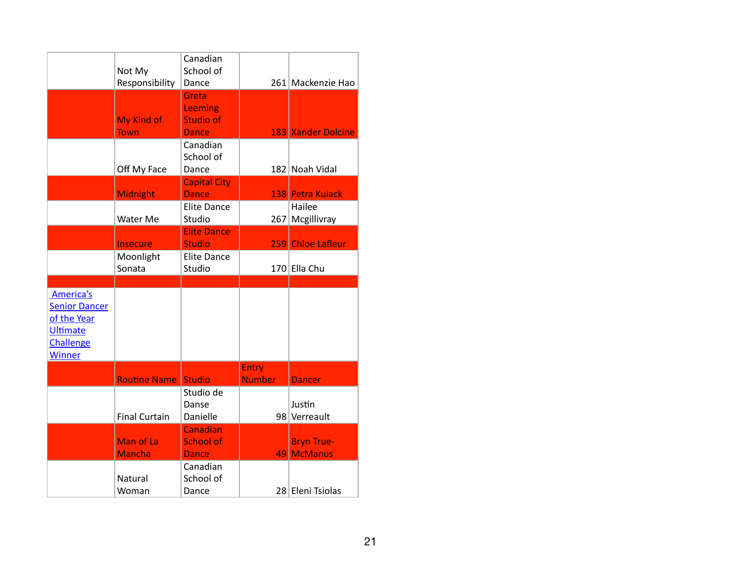| | Not My Responsibility | Canadian School of Dance | 261 | Mackenzie Hao |
|---|---|---|---|---|
| | My Kind of Town | Greta Leeming Studio of Dance | 183 | Xander Dolcine |
| | Off My Face | Canadian School of Dance | 182 | Noah Vidal |
| | Midnight | Capital City Dance | 138 | Petra Kuiack |
| | Water Me | Elite Dance Studio | 267 | Hailee Mcgillivray |
| | Insecure | Elite Dance Studio | 259 | Chloe Lafleur |
| | Moonlight Sonata | Elite Dance Studio | 170 | Ella Chu |
| | | | | |
| America's Senior Dancer of the Year Ultimate Challenge Winner | | | | |
| | Routine Name | Studio | Entry Number | Dancer |
| | Final Curtain | Studio de Danse Danielle | 98 | Justin Verreault |
| | Man of La Mancha | Canadian School of Dance | 49 | Bryn True-McManus |
| | Natural Woman | Canadian School of Dance | 28 | Eleni Tsiolas |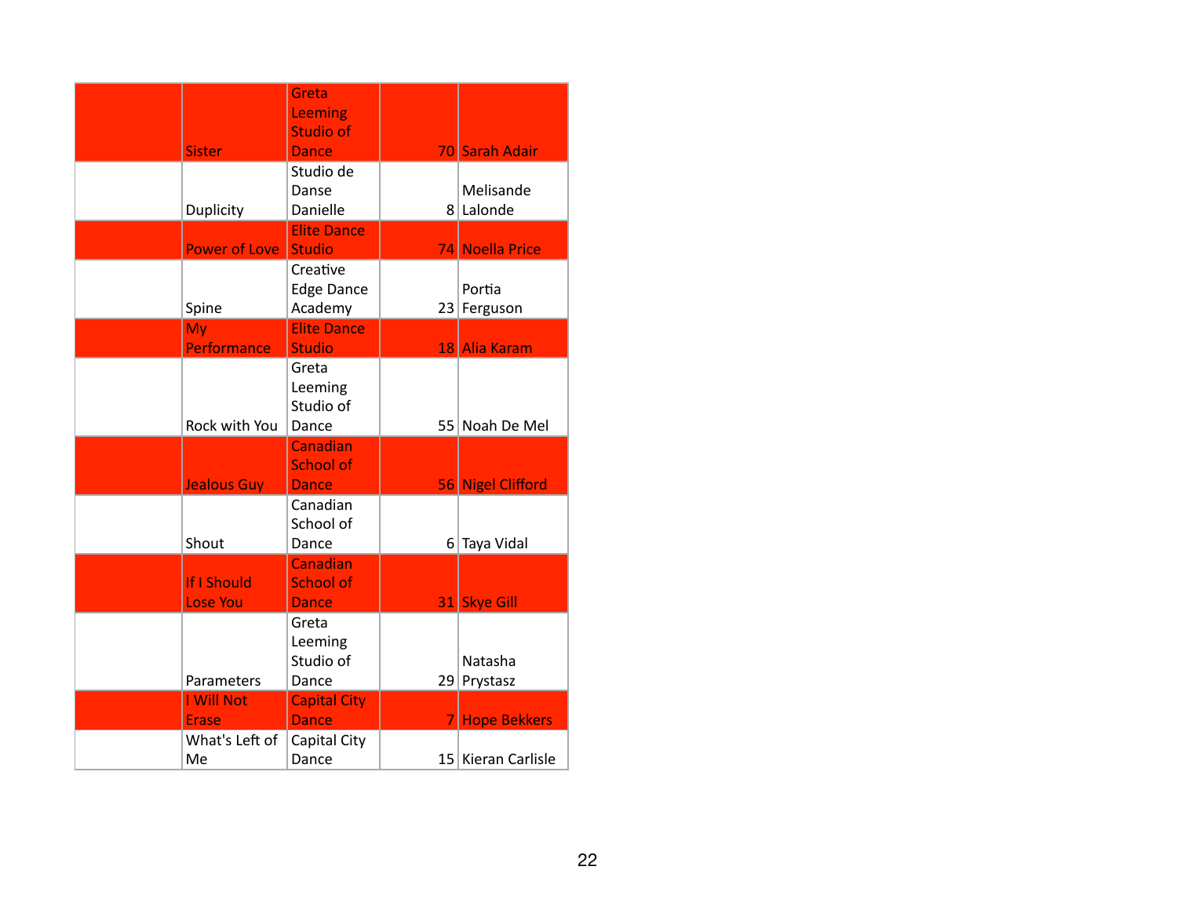| | | | | |
|---|---|---|---|---|
| | Sister | Greta Leeming Studio of Dance | 70 | Sarah Adair |
| | Duplicity | Studio de Danse Danielle | 8 | Melisande Lalonde |
| | Power of Love | Elite Dance Studio | 74 | Noella Price |
| | Spine | Creative Edge Dance Academy | 23 | Portia Ferguson |
| | My Performance | Elite Dance Studio | 18 | Alia Karam |
| | Rock with You | Greta Leeming Studio of Dance | 55 | Noah De Mel |
| | Jealous Guy | Canadian School of Dance | 56 | Nigel Clifford |
| | Shout | Canadian School of Dance | 6 | Taya Vidal |
| | If I Should Lose You | Canadian School of Dance | 31 | Skye Gill |
| | Parameters | Greta Leeming Studio of Dance | 29 | Natasha Prystasz |
| | I Will Not Erase | Capital City Dance | 7 | Hope Bekkers |
| | What's Left of Me | Capital City Dance | 15 | Kieran Carlisle |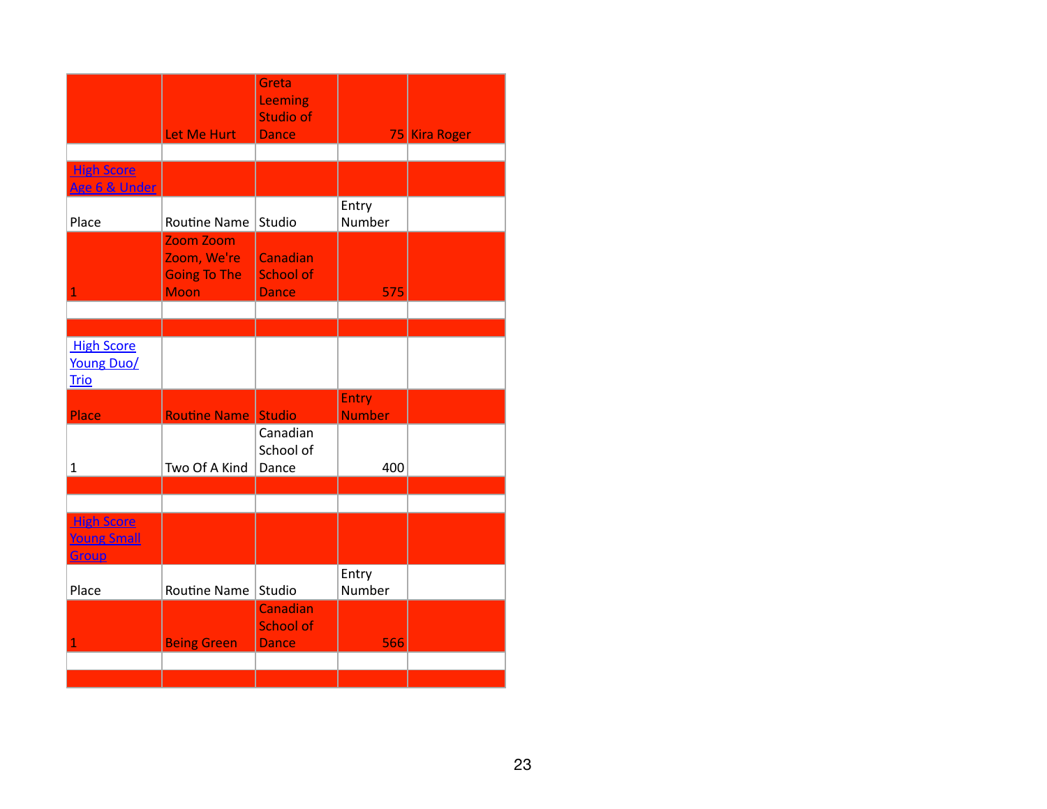| | | | | |
|---|---|---|---|---|
| | Let Me Hurt | Greta Leeming Studio of Dance | 75 | Kira Roger |

## High Score Age 6 & Under

| Place | Routine Name | Studio | Entry Number | |
|---|---|---|---|---|
| 1 | Zoom Zoom Zoom, We're Going To The Moon | Canadian School of Dance | 575 | |

## High Score Young Duo/ Trio

| Place | Routine Name | Studio | Entry Number | |
|---|---|---|---|---|
| 1 | Two Of A Kind | Canadian School of Dance | 400 | |

## High Score Young Small Group

| Place | Routine Name | Studio | Entry Number | |
|---|---|---|---|---|
| 1 | Being Green | Canadian School of Dance | 566 | |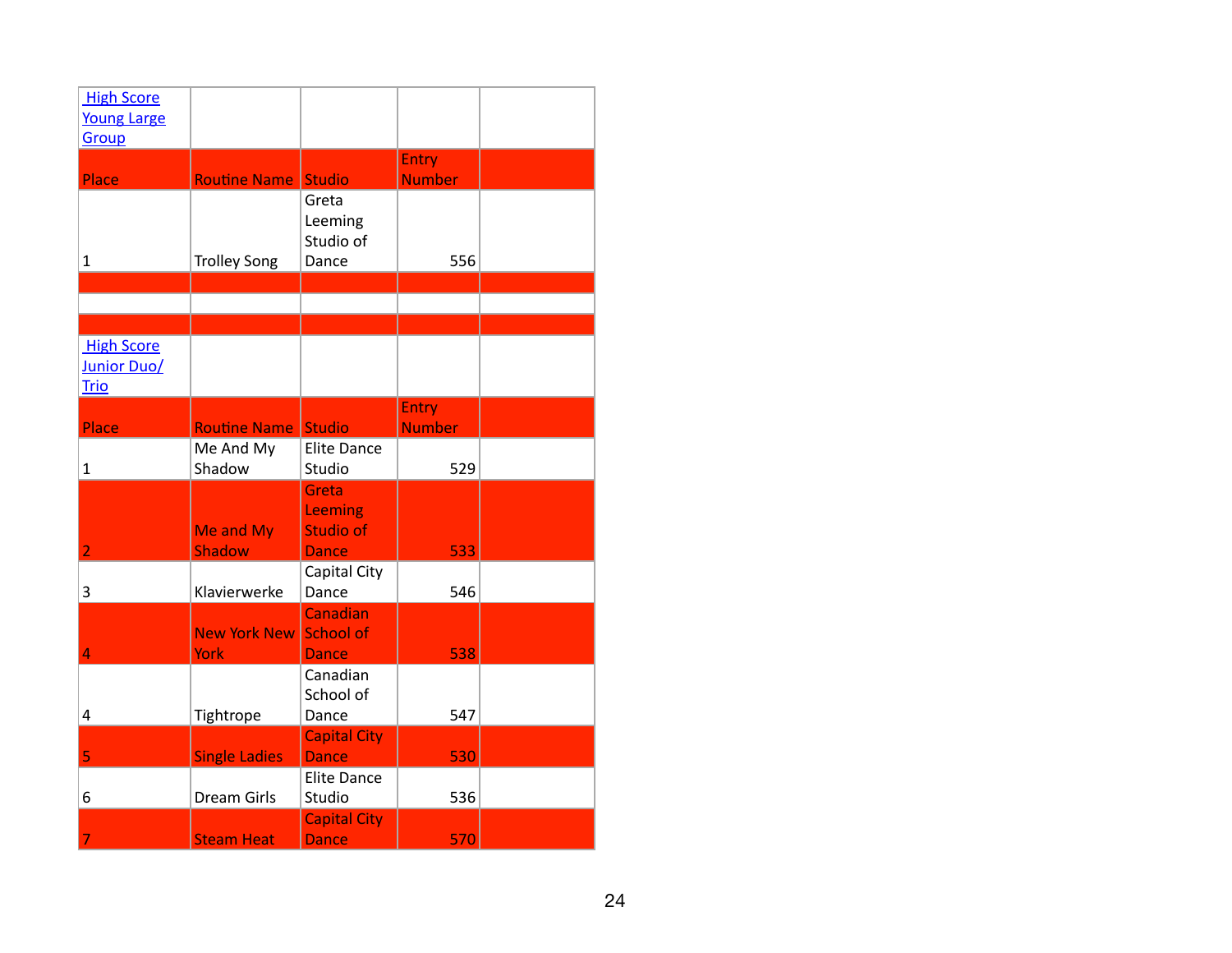| High Score Young Large Group | | | | |
|---|---|---|---|---|
| Place | Routine Name | Studio | Entry Number | |
| 1 | Trolley Song | Greta Leeming Studio of Dance | 556 | |
| | | | | |
| | | | | |
| | | | | |

| High Score Junior Duo/ Trio | | | | |
|---|---|---|---|---|
| Place | Routine Name | Studio | Entry Number | |
| 1 | Me And My Shadow | Elite Dance Studio | 529 | |
| 2 | Me and My Shadow | Greta Leeming Studio of Dance | 533 | |
| 3 | Klavierwerke | Capital City Dance | 546 | |
| 4 | New York New York | Canadian School of Dance | 538 | |
| 4 | Tightrope | Canadian School of Dance | 547 | |
| 5 | Single Ladies | Capital City Dance | 530 | |
| 6 | Dream Girls | Elite Dance Studio | 536 | |
| 7 | Steam Heat | Capital City Dance | 570 | |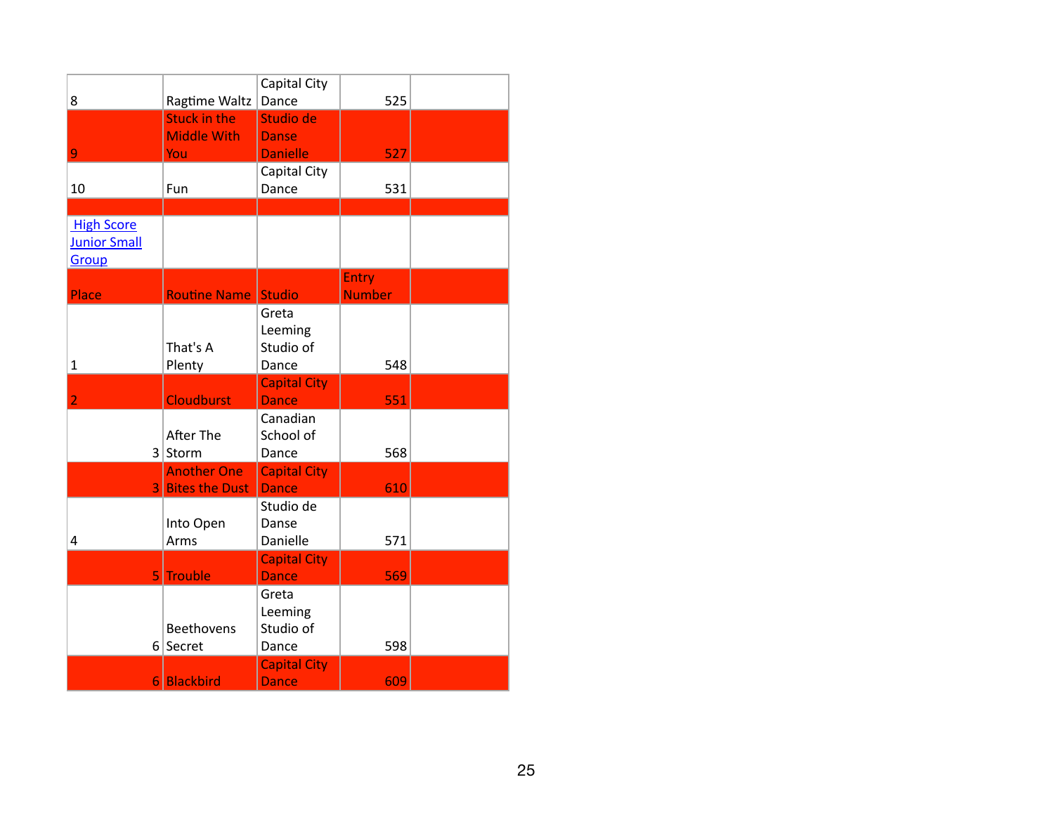| | | | | |
|---|---|---|---|---|
| 8 | Ragtime Waltz | Capital City Dance | 525 | |
| 9 | Stuck in the Middle With You | Studio de Danse Danielle | 527 | |
| 10 | Fun | Capital City Dance | 531 | |
| | | | | |
| High Score Junior Small Group | | | | |
| Place | Routine Name | Studio | Entry Number | |
| 1 | That's A Plenty | Greta Leeming Studio of Dance | 548 | |
| 2 | Cloudburst | Capital City Dance | 551 | |
| 3 | After The Storm | Canadian School of Dance | 568 | |
| 3 | Another One Bites the Dust | Capital City Dance | 610 | |
| 4 | Into Open Arms | Studio de Danse Danielle | 571 | |
| 5 | Trouble | Capital City Dance | 569 | |
| 6 | Beethovens Secret | Greta Leeming Studio of Dance | 598 | |
| 6 | Blackbird | Capital City Dance | 609 | |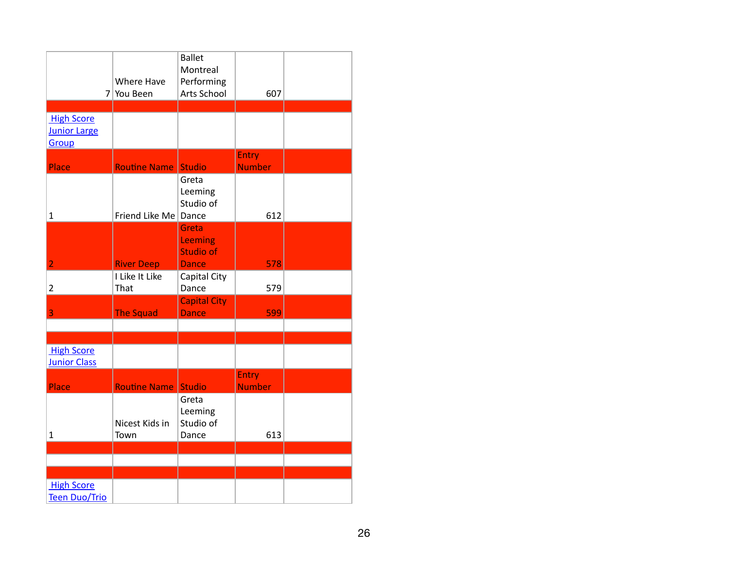| | | | | |
|---|---|---|---|---|
| 7 | Where Have You Been | Ballet Montreal Performing Arts School | 607 | |

**High Score Junior Large Group**

| Place | Routine Name | Studio | Entry Number | |
|---|---|---|---|---|
| 1 | Friend Like Me | Greta Leeming Studio of Dance | 612 | |
| 2 | River Deep | Greta Leeming Studio of Dance | 578 | |
| 2 | I Like It Like That | Capital City Dance | 579 | |
| 3 | The Squad | Capital City Dance | 599 | |

**High Score Junior Class**

| Place | Routine Name | Studio | Entry Number | |
|---|---|---|---|---|
| 1 | Nicest Kids in Town | Greta Leeming Studio of Dance | 613 | |

**High Score Teen Duo/Trio**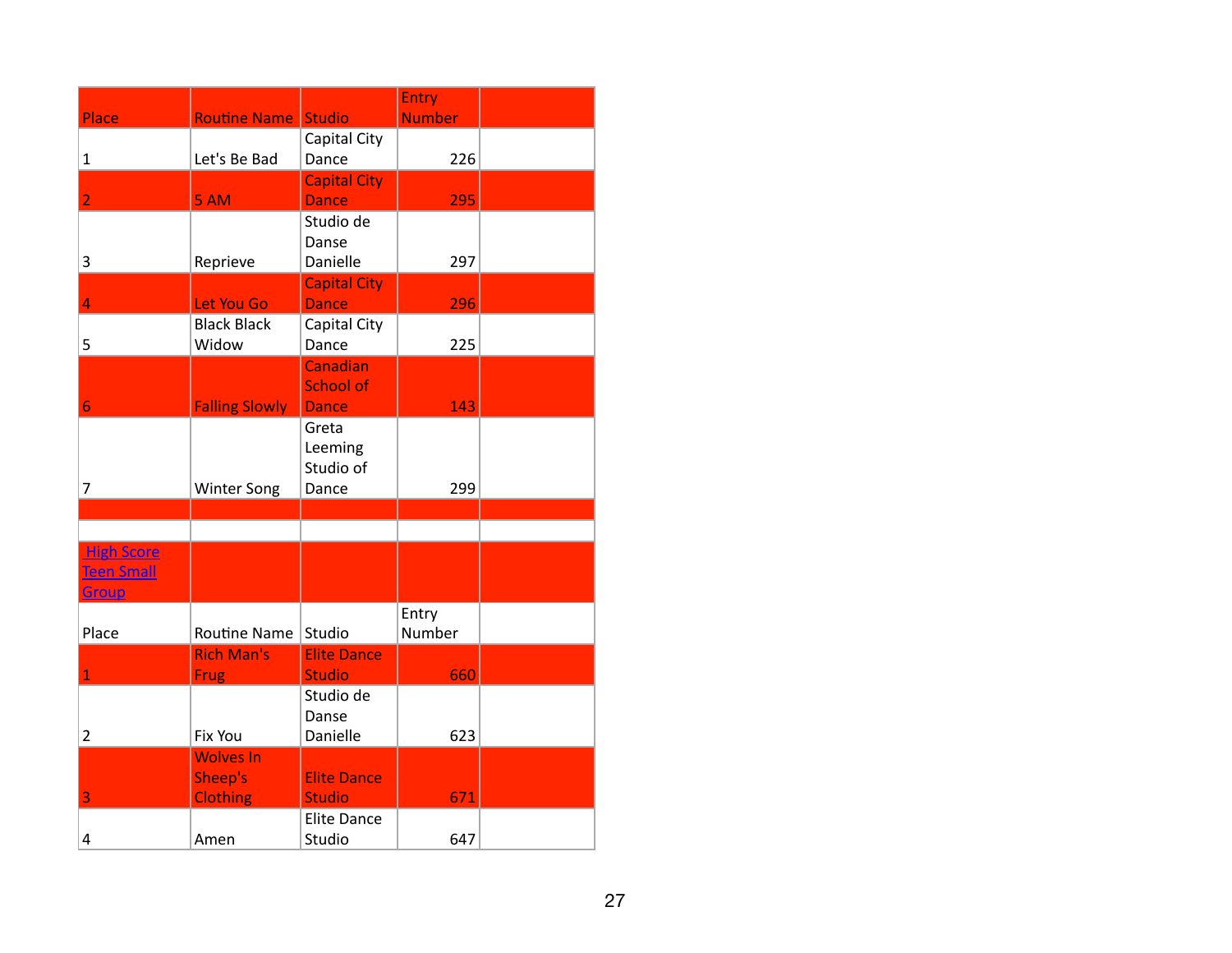| Place | Routine Name | Studio | Entry Number | |
|---|---|---|---|---|
| 1 | Let's Be Bad | Capital City Dance | 226 | |
| 2 | 5 AM | Capital City Dance | 295 | |
| 3 | Reprieve | Studio de Danse Danielle | 297 | |
| 4 | Let You Go | Capital City Dance | 296 | |
| 5 | Black Black Widow | Capital City Dance | 225 | |
| 6 | Falling Slowly | Canadian School of Dance | 143 | |
| 7 | Winter Song | Greta Leeming Studio of Dance | 299 | |

## High Score Teen Small Group

| Place | Routine Name | Studio | Entry Number | |
|---|---|---|---|---|
| 1 | Rich Man's Frug | Elite Dance Studio | 660 | |
| 2 | Fix You | Studio de Danse Danielle | 623 | |
| 3 | Wolves In Sheep's Clothing | Elite Dance Studio | 671 | |
| 4 | Amen | Elite Dance Studio | 647 | |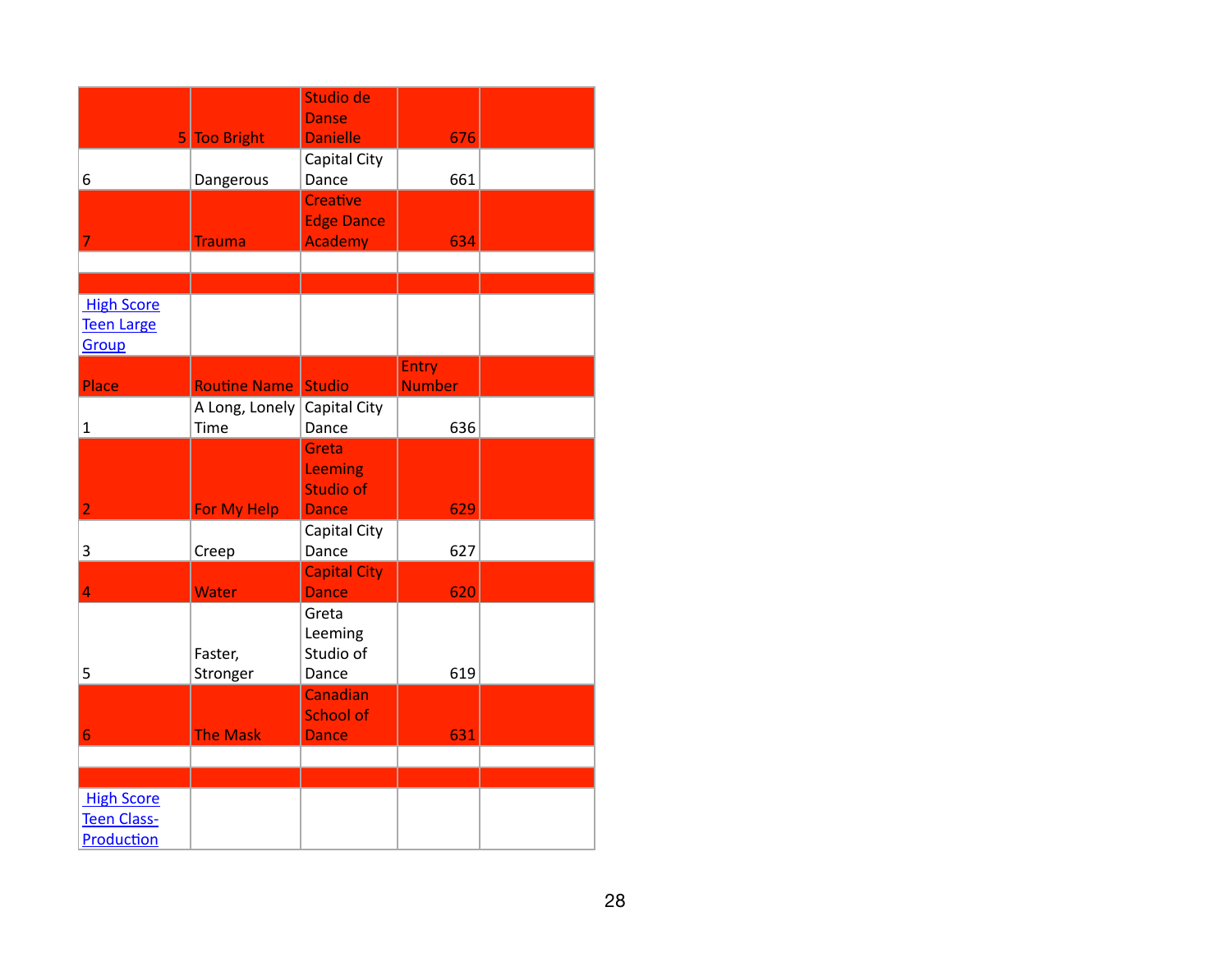| | | | | |
|---|---|---|---|---|
| 5 | Too Bright | Studio de Danse Danielle | 676 | |
| 6 | Dangerous | Capital City Dance | 661 | |
| 7 | Trauma | Creative Edge Dance Academy | 634 | |
| | | | | |
| | | | | |
| High Score Teen Large Group | | | | |
| Place | Routine Name | Studio | Entry Number | |
| 1 | A Long, Lonely Time | Capital City Dance | 636 | |
| 2 | For My Help | Greta Leeming Studio of Dance | 629 | |
| 3 | Creep | Capital City Dance | 627 | |
| 4 | Water | Capital City Dance | 620 | |
| 5 | Faster, Stronger | Greta Leeming Studio of Dance | 619 | |
| 6 | The Mask | Canadian School of Dance | 631 | |
| | | | | |
| | | | | |
| High Score Teen Class-Production | | | | |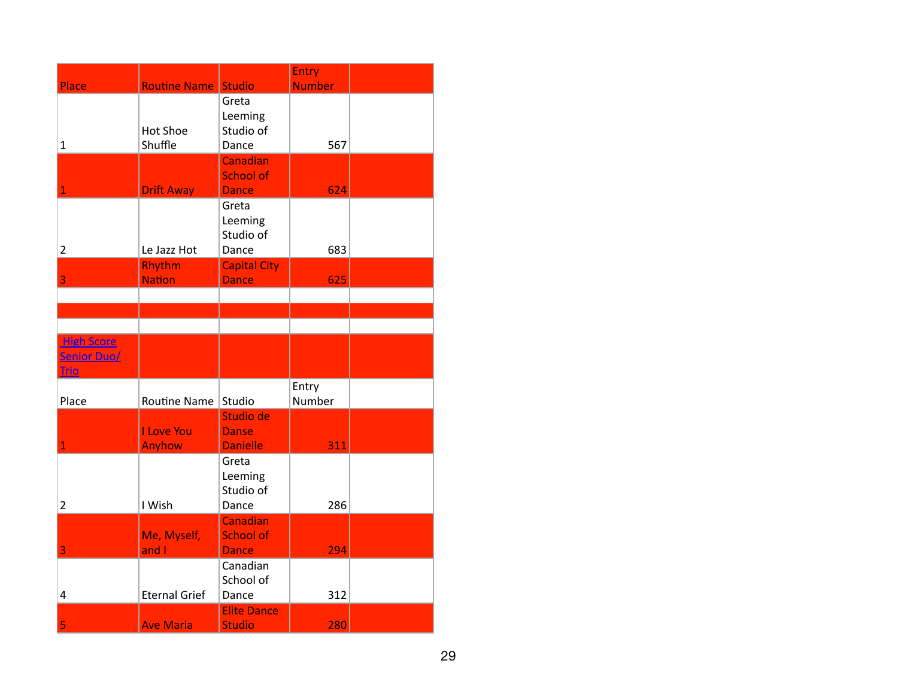| Place | Routine Name | Studio | Entry Number | |
|---|---|---|---|---|
| 1 | Hot Shoe Shuffle | Greta Leeming Studio of Dance | 567 | |
| 1 | Drift Away | Canadian School of Dance | 624 | |
| 2 | Le Jazz Hot | Greta Leeming Studio of Dance | 683 | |
| 3 | Rhythm Nation | Capital City Dance | 625 | |
| | | | | |
| | | | | |
| | | | | |

High Score Senior Duo/ Trio

| Place | Routine Name | Studio | Entry Number | |
|---|---|---|---|---|
| 1 | I Love You Anyhow | Studio de Danse Danielle | 311 | |
| 2 | I Wish | Greta Leeming Studio of Dance | 286 | |
| 3 | Me, Myself, and I | Canadian School of Dance | 294 | |
| 4 | Eternal Grief | Canadian School of Dance | 312 | |
| 5 | Ave Maria | Elite Dance Studio | 280 | |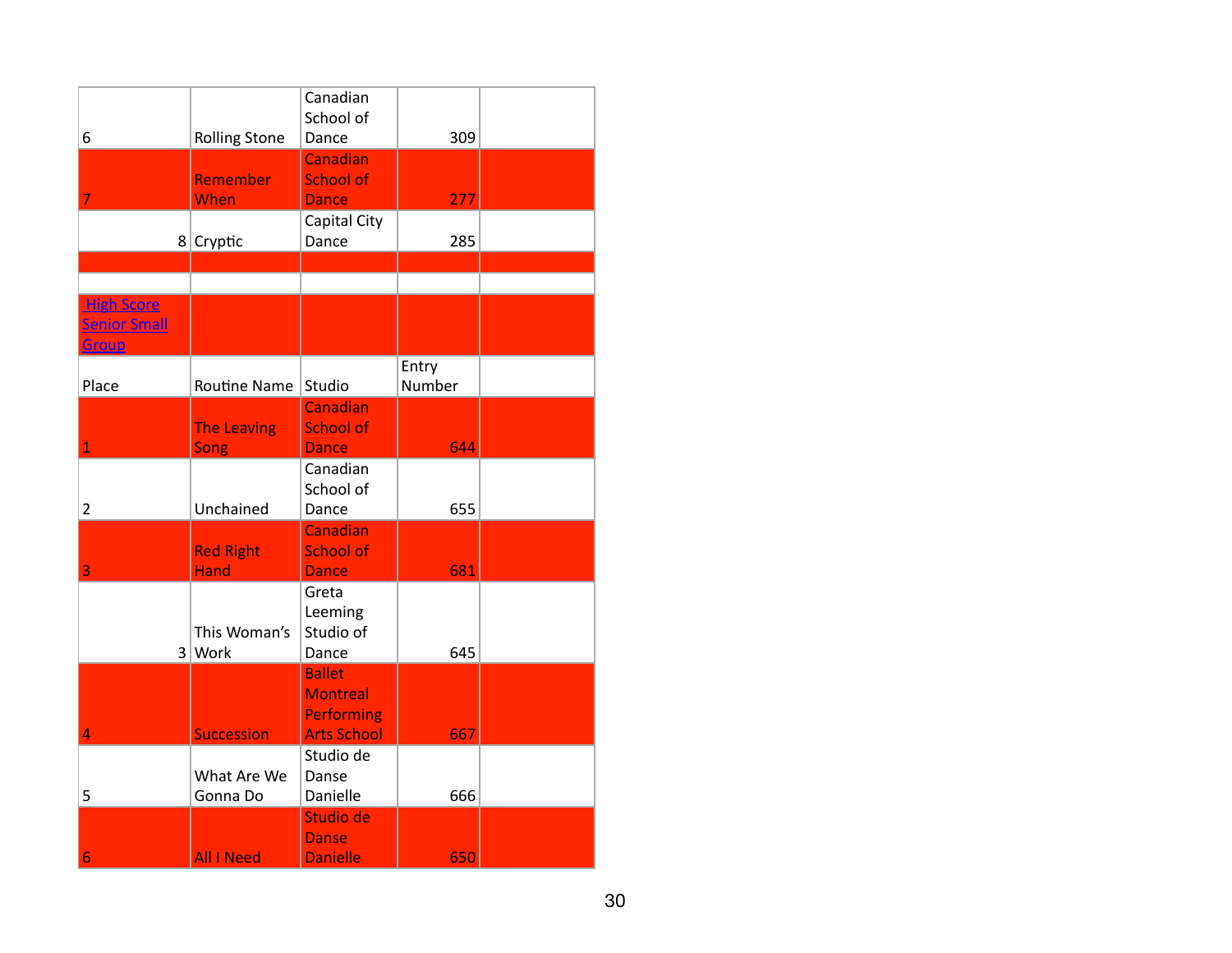| | | | | |
|---|---|---|---|---|
| 6 | Rolling Stone | Canadian School of Dance | 309 | |
| 7 | Remember When | Canadian School of Dance | 277 | |
| 8 | Cryptic | Capital City Dance | 285 | |
| | | | | |
| | | | | |

| High Score Senior Small Group | | | | |
|---|---|---|---|---|
| Place | Routine Name | Studio | Entry Number | |
| 1 | The Leaving Song | Canadian School of Dance | 644 | |
| 2 | Unchained | Canadian School of Dance | 655 | |
| 3 | Red Right Hand | Canadian School of Dance | 681 | |
| 3 | This Woman's Work | Greta Leeming Studio of Dance | 645 | |
| 4 | Succession | Ballet Montreal Performing Arts School | 667 | |
| 5 | What Are We Gonna Do | Studio de Danse Danielle | 666 | |
| 6 | All I Need | Studio de Danse Danielle | 650 | |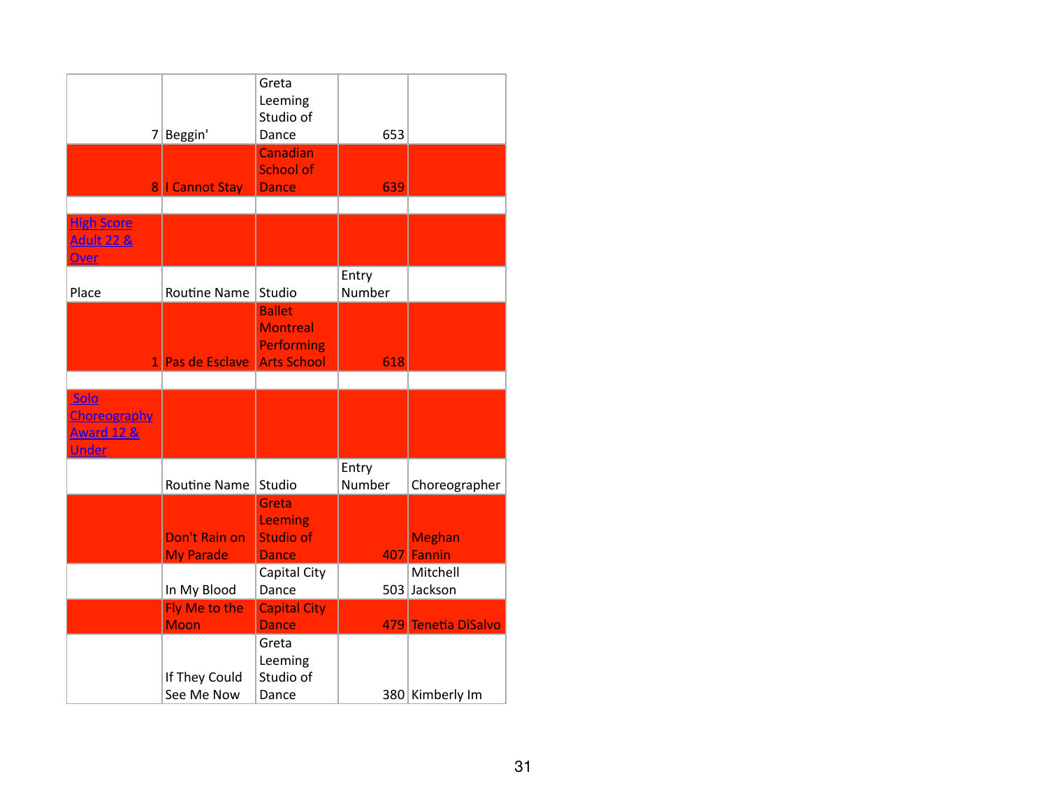| | | | | |
|---|---|---|---|---|
| 7 | Beggin' | Greta Leeming Studio of Dance | 653 | |
| 8 | I Cannot Stay | Canadian School of Dance | 639 | |

## High Score Adult 22 & Over

| Place | Routine Name | Studio | Entry Number | |
|---|---|---|---|---|
| 1 | Pas de Esclave | Ballet Montreal Performing Arts School | 618 | |

## Solo Choreography Award 12 & Under

| | Routine Name | Studio | Entry Number | Choreographer |
|---|---|---|---|---|
| | Don't Rain on My Parade | Greta Leeming Studio of Dance | 407 | Meghan Fannin |
| | In My Blood | Capital City Dance | 503 | Mitchell Jackson |
| | Fly Me to the Moon | Capital City Dance | 479 | Tenetia DiSalvo |
| | If They Could See Me Now | Greta Leeming Studio of Dance | 380 | Kimberly Im |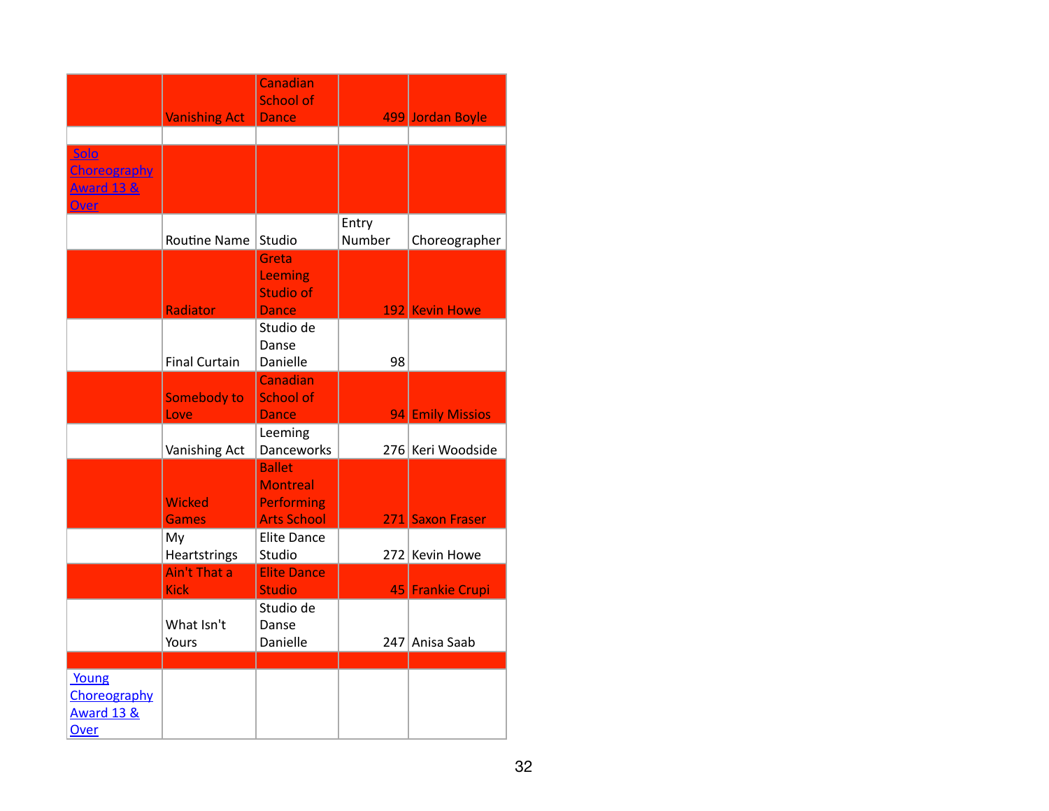| | | | | |
|---|---|---|---|---|
| | Vanishing Act | Canadian School of Dance | 499 | Jordan Boyle |
| | | | | |
| Solo Choreography Award 13 & Over | | | | |
| | Routine Name | Studio | Entry Number | Choreographer |
| | Radiator | Greta Leeming Studio of Dance | 192 | Kevin Howe |
| | Final Curtain | Studio de Danse Danielle | 98 | |
| | Somebody to Love | Canadian School of Dance | 94 | Emily Missios |
| | Vanishing Act | Leeming Danceworks | 276 | Keri Woodside |
| | Wicked Games | Ballet Montreal Performing Arts School | 271 | Saxon Fraser |
| | My Heartstrings | Elite Dance Studio | 272 | Kevin Howe |
| | Ain't That a Kick | Elite Dance Studio | 45 | Frankie Crupi |
| | What Isn't Yours | Studio de Danse Danielle | 247 | Anisa Saab |
| | | | | |
| Young Choreography Award 13 & Over | | | | |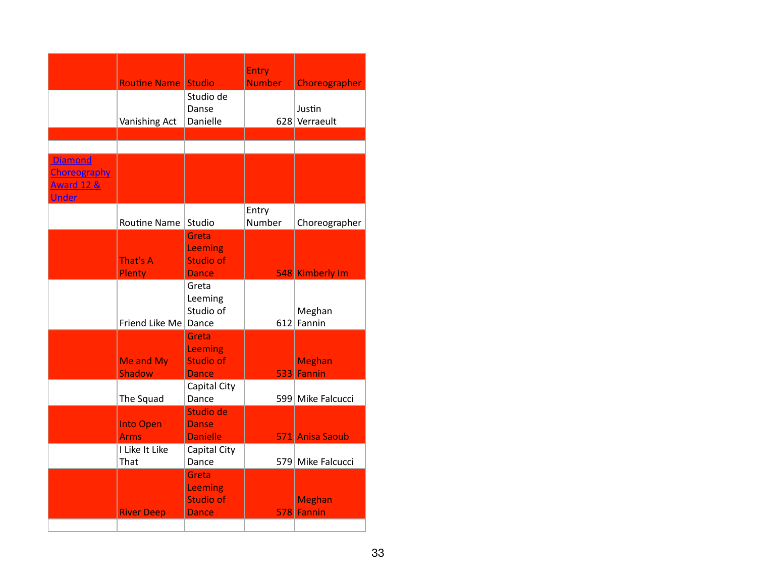| | Routine Name | Studio | Entry Number | Choreographer |
|---|---|---|---|---|
| | Vanishing Act | Studio de Danse Danielle | 628 | Justin Verraeult |
| | | | | |
| | | | | |
| Diamond Choreography Award 12 & Under | | | | |
| | Routine Name | Studio | Entry Number | Choreographer |
| | That's A Plenty | Greta Leeming Studio of Dance | 548 | Kimberly Im |
| | Friend Like Me | Greta Leeming Studio of Dance | 612 | Meghan Fannin |
| | Me and My Shadow | Greta Leeming Studio of Dance | 533 | Meghan Fannin |
| | The Squad | Capital City Dance | 599 | Mike Falcucci |
| | Into Open Arms | Studio de Danse Danielle | 571 | Anisa Saoub |
| | I Like It Like That | Capital City Dance | 579 | Mike Falcucci |
| | River Deep | Greta Leeming Studio of Dance | 578 | Meghan Fannin |
| | | | | |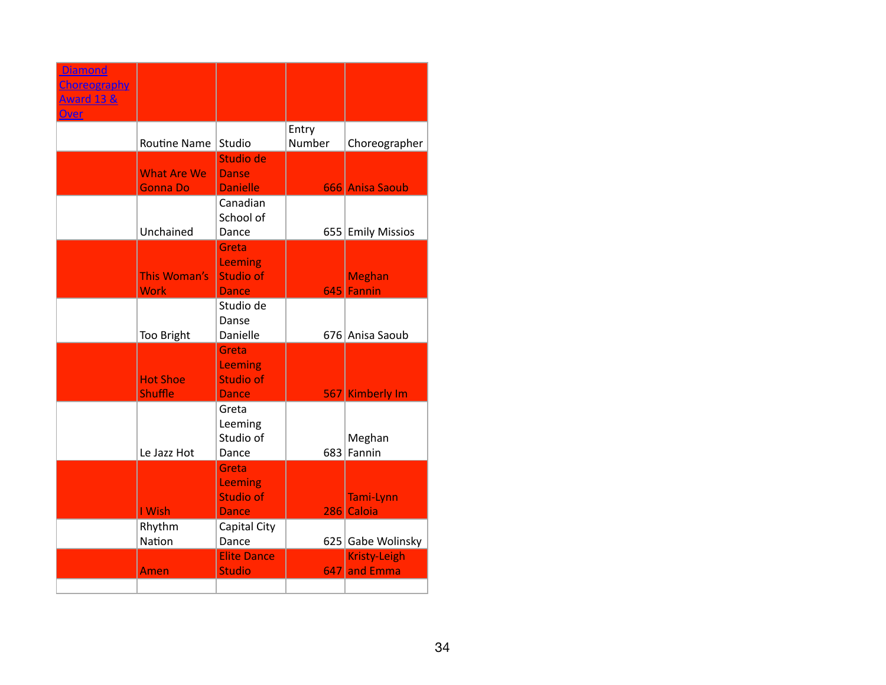| Diamond Choreography Award 13 & Over | | | | |
|---|---|---|---|---|
| | Routine Name | Studio | Entry Number | Choreographer |
| | What Are We Gonna Do | Studio de Danse Danielle | 666 | Anisa Saoub |
| | Unchained | Canadian School of Dance | 655 | Emily Missios |
| | This Woman's Work | Greta Leeming Studio of Dance | 645 | Meghan Fannin |
| | Too Bright | Studio de Danse Danielle | 676 | Anisa Saoub |
| | Hot Shoe Shuffle | Greta Leeming Studio of Dance | 567 | Kimberly Im |
| | Le Jazz Hot | Greta Leeming Studio of Dance | 683 | Meghan Fannin |
| | I Wish | Greta Leeming Studio of Dance | 286 | Tami-Lynn Caloia |
| | Rhythm Nation | Capital City Dance | 625 | Gabe Wolinsky |
| | Amen | Elite Dance Studio | 647 | Kristy-Leigh and Emma |
| | | | | |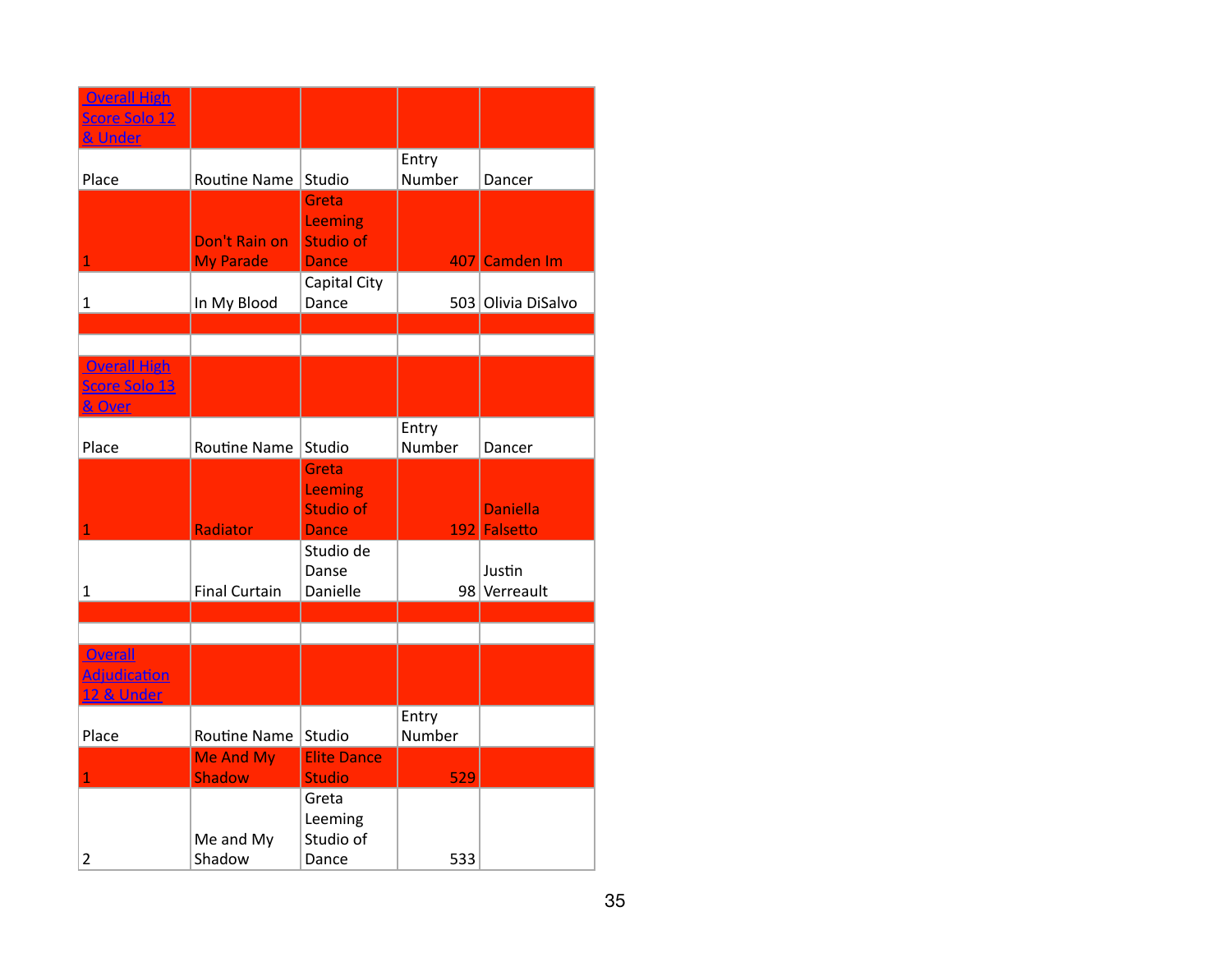| Overall High Score Solo 12 & Under | | | | |
|---|---|---|---|---|
| Place | Routine Name | Studio | Entry Number | Dancer |
| 1 | Don't Rain on My Parade | Greta Leeming Studio of Dance | 407 | Camden Im |
| 1 | In My Blood | Capital City Dance | 503 | Olivia DiSalvo |

| Overall High Score Solo 13 & Over | | | | |
|---|---|---|---|---|
| Place | Routine Name | Studio | Entry Number | Dancer |
| 1 | Radiator | Greta Leeming Studio of Dance | 192 | Daniella Falsetto |
| 1 | Final Curtain | Studio de Danse Danielle | 98 | Justin Verreault |

| Overall Adjudication 12 & Under | | | | |
|---|---|---|---|---|
| Place | Routine Name | Studio | Entry Number | |
| 1 | Me And My Shadow | Elite Dance Studio | 529 | |
| 2 | Me and My Shadow | Greta Leeming Studio of Dance | 533 | |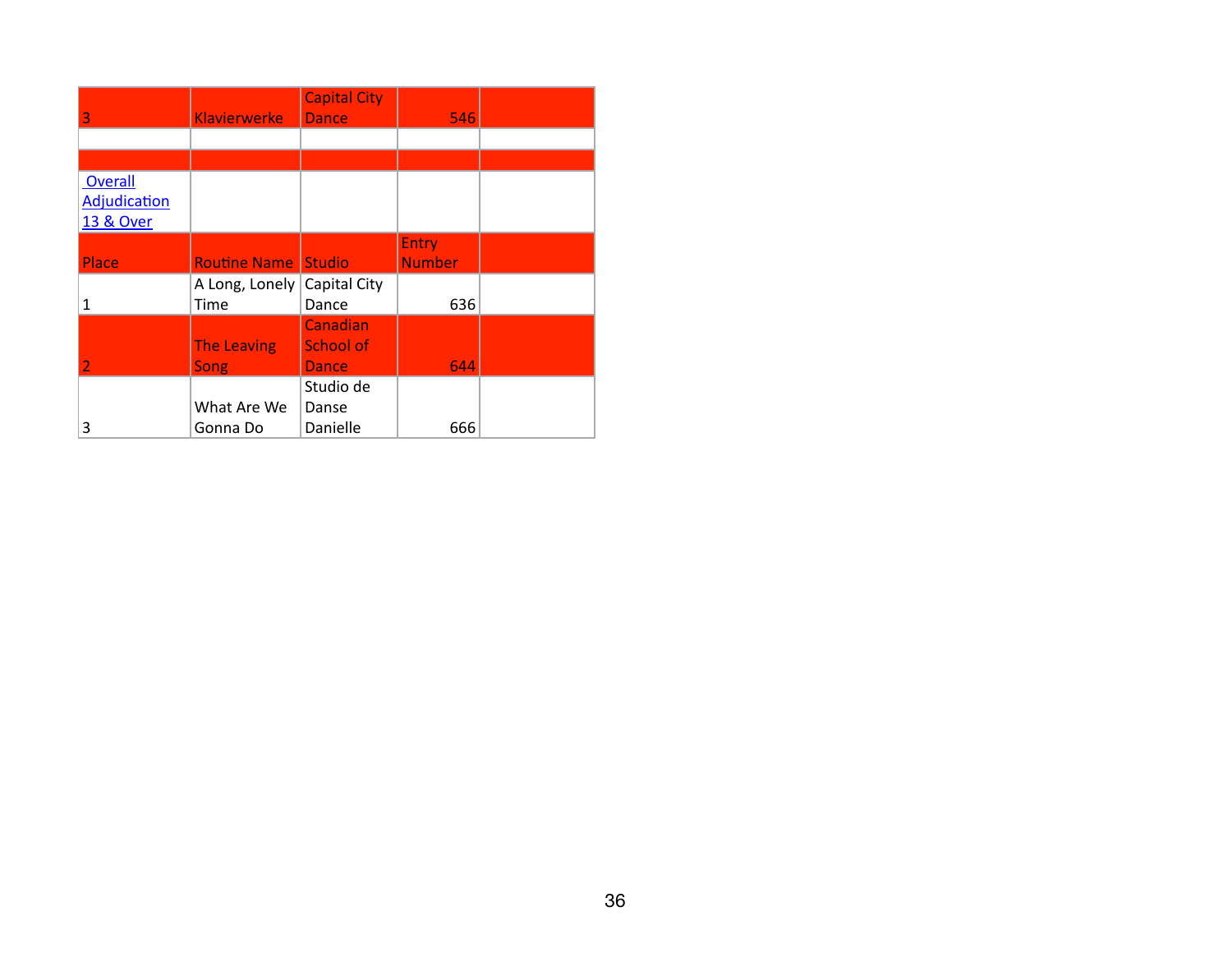| | | | | |
|---|---|---|---|---|
| 3 | Klavierwerke | Capital City Dance | 546 | |
| | | | | |
| | | | | |

[Overall Adjudication 13 & Over]

| Place | Routine Name | Studio | Entry Number | |
|---|---|---|---|---|
| 1 | A Long, Lonely Time | Capital City Dance | 636 | |
| 2 | The Leaving Song | Canadian School of Dance | 644 | |
| 3 | What Are We Gonna Do | Studio de Danse Danielle | 666 | |